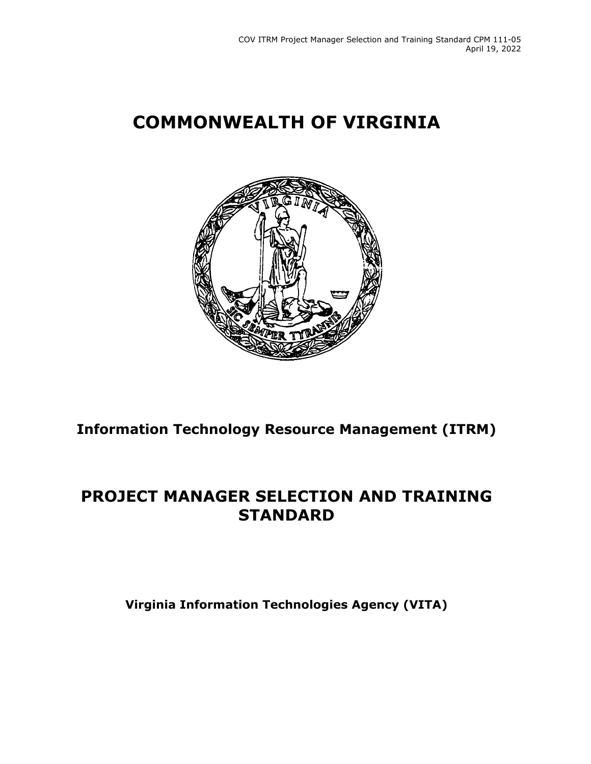# COMMONWEALTH OF VIRGINIA

## Information Technology Resource Management (ITRM)

## PROJECT MANAGER SELECTION AND TRAINING STANDARD

**Virginia Information Technologies Agency (VITA)**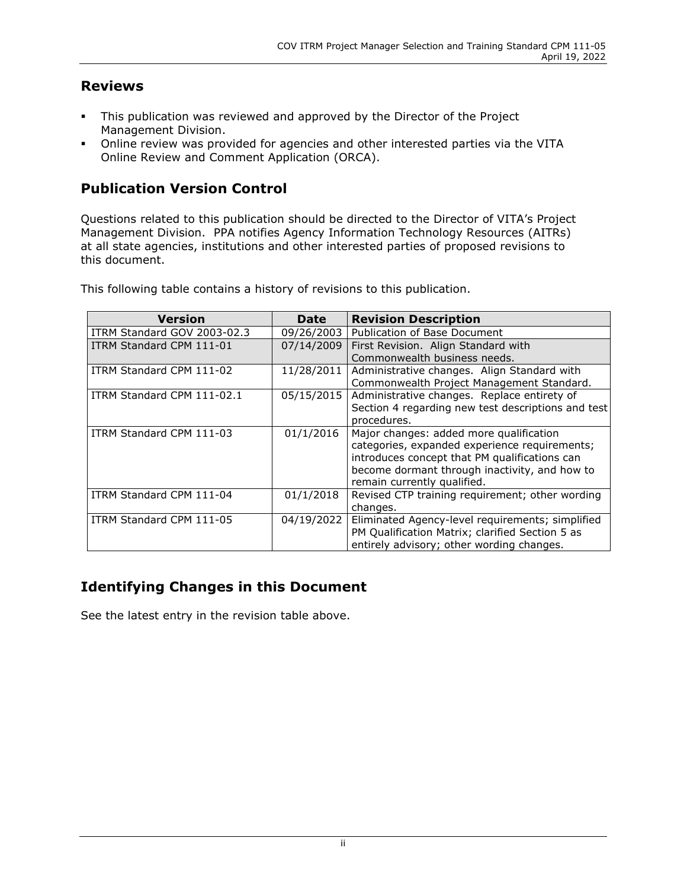## Reviews

- This publication was reviewed and approved by the Director of the Project Management Division.
- Online review was provided for agencies and other interested parties via the VITA Online Review and Comment Application (ORCA).

## Publication Version Control

Questions related to this publication should be directed to the Director of VITA's Project Management Division. PPA notifies Agency Information Technology Resources (AITRs) at all state agencies, institutions and other interested parties of proposed revisions to this document.

This following table contains a history of revisions to this publication.

| Version | Date | Revision Description |
| --- | --- | --- |
| ITRM Standard GOV 2003-02.3 | 09/26/2003 | Publication of Base Document |
| ITRM Standard CPM 111-01 | 07/14/2009 | First Revision. Align Standard with Commonwealth business needs. |
| ITRM Standard CPM 111-02 | 11/28/2011 | Administrative changes. Align Standard with Commonwealth Project Management Standard. |
| ITRM Standard CPM 111-02.1 | 05/15/2015 | Administrative changes. Replace entirety of Section 4 regarding new test descriptions and test procedures. |
| ITRM Standard CPM 111-03 | 01/1/2016 | Major changes: added more qualification categories, expanded experience requirements; introduces concept that PM qualifications can become dormant through inactivity, and how to remain currently qualified. |
| ITRM Standard CPM 111-04 | 01/1/2018 | Revised CTP training requirement; other wording changes. |
| ITRM Standard CPM 111-05 | 04/19/2022 | Eliminated Agency-level requirements; simplified PM Qualification Matrix; clarified Section 5 as entirely advisory; other wording changes. |

## Identifying Changes in this Document

See the latest entry in the revision table above.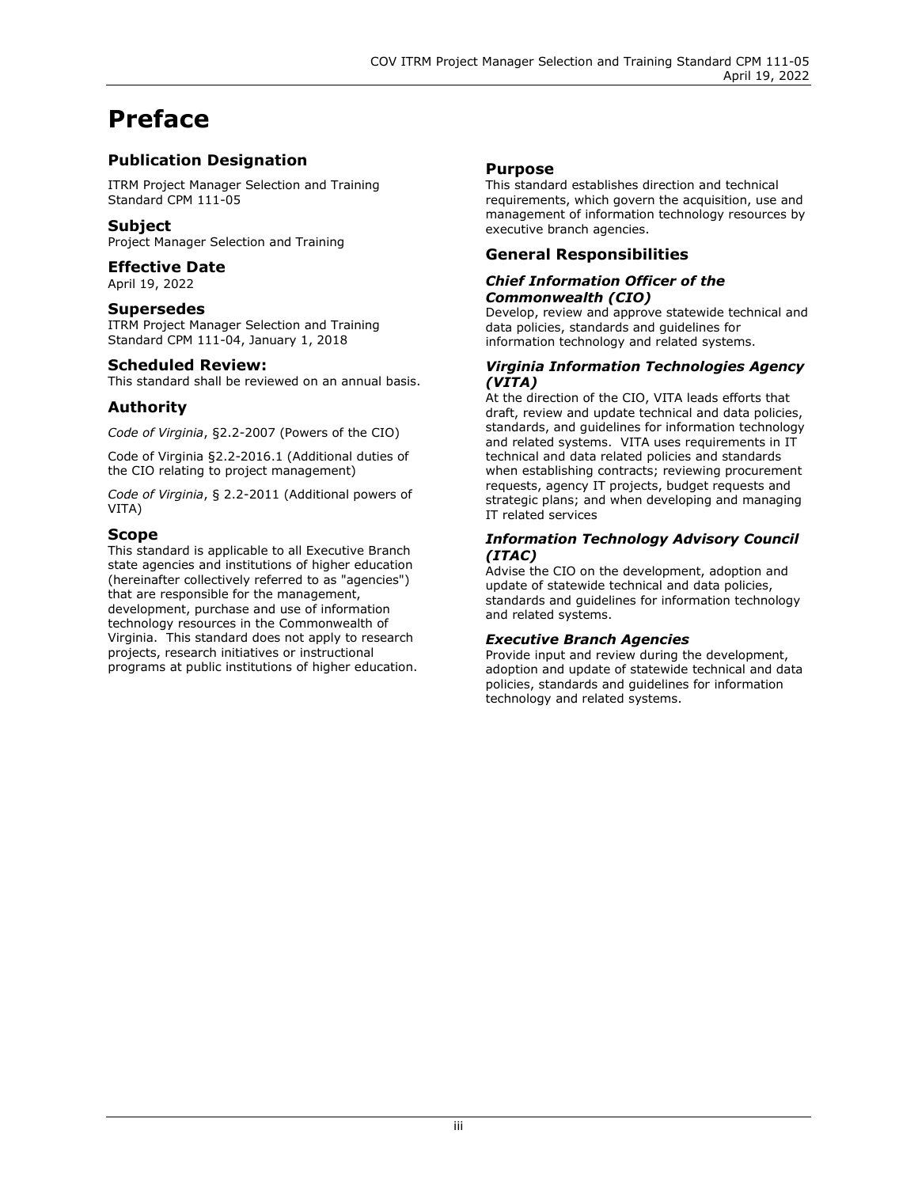# Preface

## Publication Designation

ITRM Project Manager Selection and Training Standard CPM 111-05

## Subject

Project Manager Selection and Training

## Effective Date

April 19, 2022

## Supersedes

ITRM Project Manager Selection and Training Standard CPM 111-04, January 1, 2018

## Scheduled Review:

This standard shall be reviewed on an annual basis.

## Authority

*Code of Virginia*, §2.2-2007 (Powers of the CIO)

Code of Virginia §2.2-2016.1 (Additional duties of the CIO relating to project management)

*Code of Virginia*, § 2.2-2011 (Additional powers of VITA)

## Scope

This standard is applicable to all Executive Branch state agencies and institutions of higher education (hereinafter collectively referred to as "agencies") that are responsible for the management, development, purchase and use of information technology resources in the Commonwealth of Virginia. This standard does not apply to research projects, research initiatives or instructional programs at public institutions of higher education.

## Purpose

This standard establishes direction and technical requirements, which govern the acquisition, use and management of information technology resources by executive branch agencies.

## General Responsibilities

### *Chief Information Officer of the Commonwealth (CIO)*

Develop, review and approve statewide technical and data policies, standards and guidelines for information technology and related systems.

### *Virginia Information Technologies Agency (VITA)*

At the direction of the CIO, VITA leads efforts that draft, review and update technical and data policies, standards, and guidelines for information technology and related systems. VITA uses requirements in IT technical and data related policies and standards when establishing contracts; reviewing procurement requests, agency IT projects, budget requests and strategic plans; and when developing and managing IT related services

### *Information Technology Advisory Council (ITAC)*

Advise the CIO on the development, adoption and update of statewide technical and data policies, standards and guidelines for information technology and related systems.

### *Executive Branch Agencies*

Provide input and review during the development, adoption and update of statewide technical and data policies, standards and guidelines for information technology and related systems.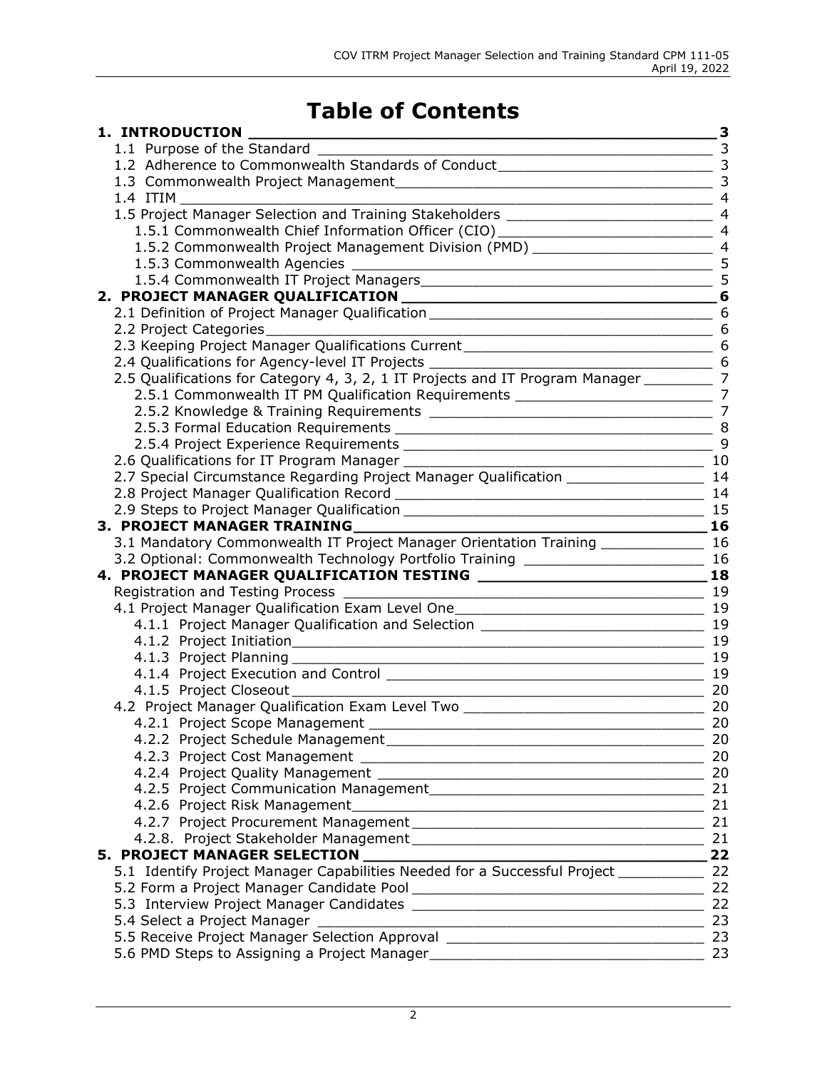# Table of Contents

| | |
|---|---|
| **1. INTRODUCTION** | **3** |
| 1.1 Purpose of the Standard | 3 |
| 1.2 Adherence to Commonwealth Standards of Conduct | 3 |
| 1.3 Commonwealth Project Management | 3 |
| 1.4 ITIM | 4 |
| 1.5 Project Manager Selection and Training Stakeholders | 4 |
| 1.5.1 Commonwealth Chief Information Officer (CIO) | 4 |
| 1.5.2 Commonwealth Project Management Division (PMD) | 4 |
| 1.5.3 Commonwealth Agencies | 5 |
| 1.5.4 Commonwealth IT Project Managers | 5 |
| **2. PROJECT MANAGER QUALIFICATION** | **6** |
| 2.1 Definition of Project Manager Qualification | 6 |
| 2.2 Project Categories | 6 |
| 2.3 Keeping Project Manager Qualifications Current | 6 |
| 2.4 Qualifications for Agency-level IT Projects | 6 |
| 2.5 Qualifications for Category 4, 3, 2, 1 IT Projects and IT Program Manager | 7 |
| 2.5.1 Commonwealth IT PM Qualification Requirements | 7 |
| 2.5.2 Knowledge & Training Requirements | 7 |
| 2.5.3 Formal Education Requirements | 8 |
| 2.5.4 Project Experience Requirements | 9 |
| 2.6 Qualifications for IT Program Manager | 10 |
| 2.7 Special Circumstance Regarding Project Manager Qualification | 14 |
| 2.8 Project Manager Qualification Record | 14 |
| 2.9 Steps to Project Manager Qualification | 15 |
| **3. PROJECT MANAGER TRAINING** | **16** |
| 3.1 Mandatory Commonwealth IT Project Manager Orientation Training | 16 |
| 3.2 Optional: Commonwealth Technology Portfolio Training | 16 |
| **4. PROJECT MANAGER QUALIFICATION TESTING** | **18** |
| Registration and Testing Process | 19 |
| 4.1 Project Manager Qualification Exam Level One | 19 |
| 4.1.1 Project Manager Qualification and Selection | 19 |
| 4.1.2 Project Initiation | 19 |
| 4.1.3 Project Planning | 19 |
| 4.1.4 Project Execution and Control | 19 |
| 4.1.5 Project Closeout | 20 |
| 4.2 Project Manager Qualification Exam Level Two | 20 |
| 4.2.1 Project Scope Management | 20 |
| 4.2.2 Project Schedule Management | 20 |
| 4.2.3 Project Cost Management | 20 |
| 4.2.4 Project Quality Management | 20 |
| 4.2.5 Project Communication Management | 21 |
| 4.2.6 Project Risk Management | 21 |
| 4.2.7 Project Procurement Management | 21 |
| 4.2.8. Project Stakeholder Management | 21 |
| **5. PROJECT MANAGER SELECTION** | **22** |
| 5.1 Identify Project Manager Capabilities Needed for a Successful Project | 22 |
| 5.2 Form a Project Manager Candidate Pool | 22 |
| 5.3 Interview Project Manager Candidates | 22 |
| 5.4 Select a Project Manager | 23 |
| 5.5 Receive Project Manager Selection Approval | 23 |
| 5.6 PMD Steps to Assigning a Project Manager | 23 |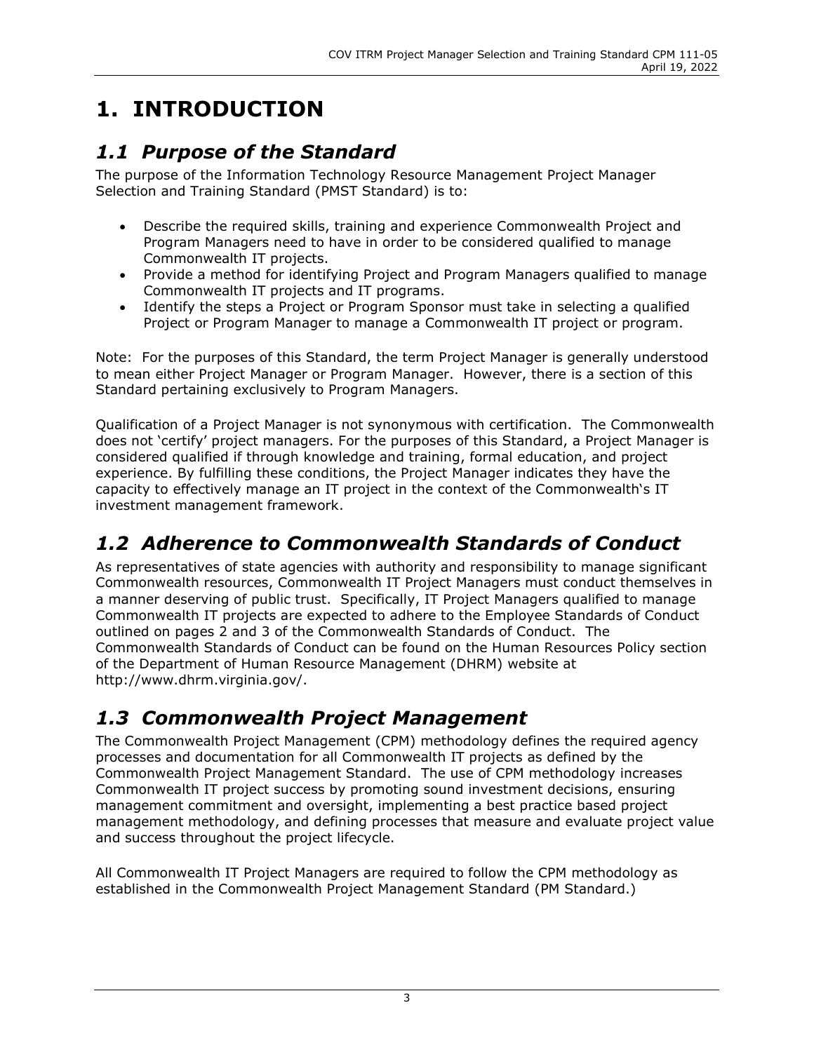# 1. INTRODUCTION

## *1.1 Purpose of the Standard*

The purpose of the Information Technology Resource Management Project Manager Selection and Training Standard (PMST Standard) is to:

- Describe the required skills, training and experience Commonwealth Project and Program Managers need to have in order to be considered qualified to manage Commonwealth IT projects.
- Provide a method for identifying Project and Program Managers qualified to manage Commonwealth IT projects and IT programs.
- Identify the steps a Project or Program Sponsor must take in selecting a qualified Project or Program Manager to manage a Commonwealth IT project or program.

Note: For the purposes of this Standard, the term Project Manager is generally understood to mean either Project Manager or Program Manager. However, there is a section of this Standard pertaining exclusively to Program Managers.

Qualification of a Project Manager is not synonymous with certification. The Commonwealth does not 'certify' project managers. For the purposes of this Standard, a Project Manager is considered qualified if through knowledge and training, formal education, and project experience. By fulfilling these conditions, the Project Manager indicates they have the capacity to effectively manage an IT project in the context of the Commonwealth's IT investment management framework.

## *1.2 Adherence to Commonwealth Standards of Conduct*

As representatives of state agencies with authority and responsibility to manage significant Commonwealth resources, Commonwealth IT Project Managers must conduct themselves in a manner deserving of public trust. Specifically, IT Project Managers qualified to manage Commonwealth IT projects are expected to adhere to the Employee Standards of Conduct outlined on pages 2 and 3 of the Commonwealth Standards of Conduct. The Commonwealth Standards of Conduct can be found on the Human Resources Policy section of the Department of Human Resource Management (DHRM) website at http://www.dhrm.virginia.gov/.

## *1.3 Commonwealth Project Management*

The Commonwealth Project Management (CPM) methodology defines the required agency processes and documentation for all Commonwealth IT projects as defined by the Commonwealth Project Management Standard. The use of CPM methodology increases Commonwealth IT project success by promoting sound investment decisions, ensuring management commitment and oversight, implementing a best practice based project management methodology, and defining processes that measure and evaluate project value and success throughout the project lifecycle.

All Commonwealth IT Project Managers are required to follow the CPM methodology as established in the Commonwealth Project Management Standard (PM Standard.)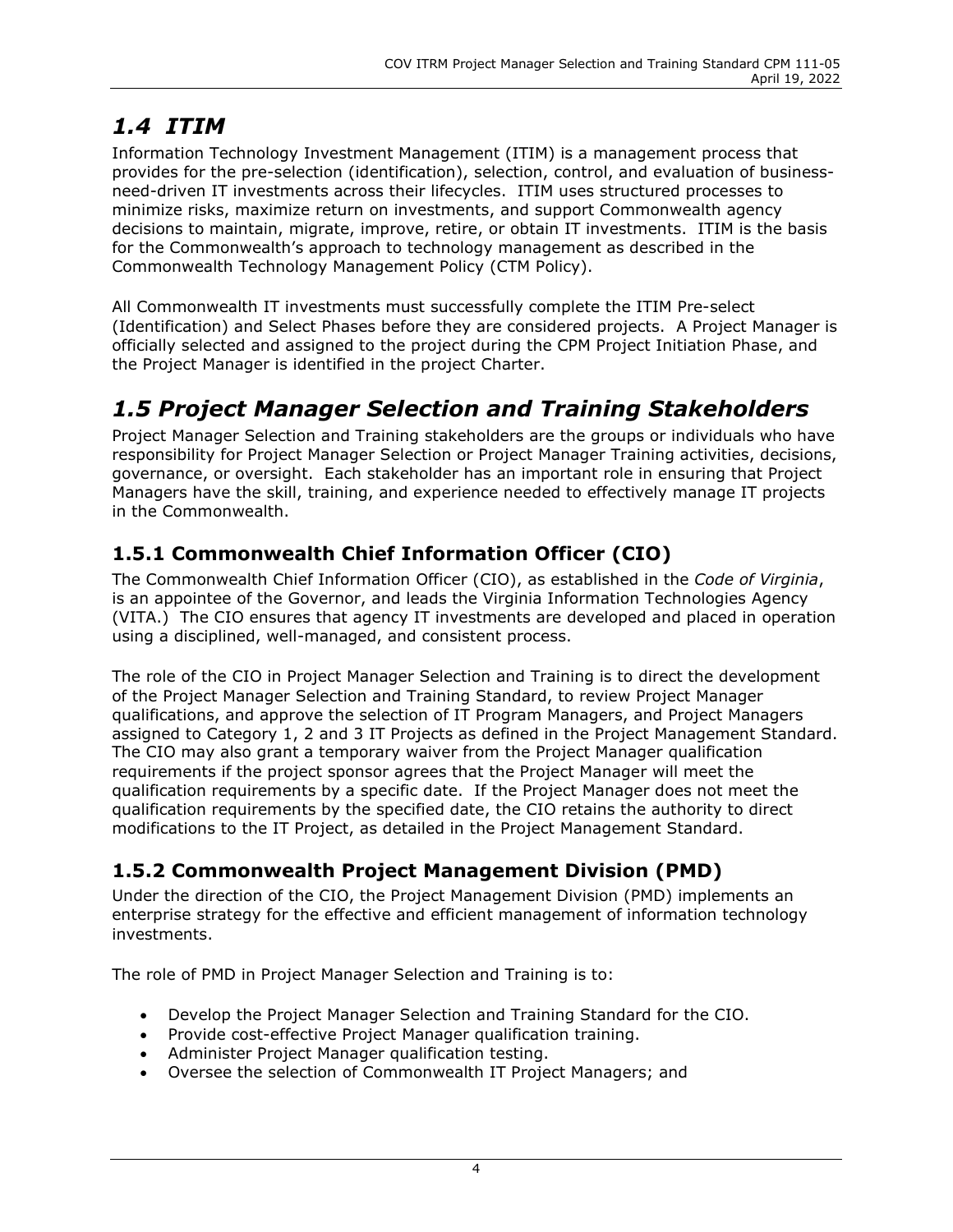## *1.4 ITIM*

Information Technology Investment Management (ITIM) is a management process that provides for the pre-selection (identification), selection, control, and evaluation of business-need-driven IT investments across their lifecycles. ITIM uses structured processes to minimize risks, maximize return on investments, and support Commonwealth agency decisions to maintain, migrate, improve, retire, or obtain IT investments. ITIM is the basis for the Commonwealth's approach to technology management as described in the Commonwealth Technology Management Policy (CTM Policy).

All Commonwealth IT investments must successfully complete the ITIM Pre-select (Identification) and Select Phases before they are considered projects. A Project Manager is officially selected and assigned to the project during the CPM Project Initiation Phase, and the Project Manager is identified in the project Charter.

## *1.5 Project Manager Selection and Training Stakeholders*

Project Manager Selection and Training stakeholders are the groups or individuals who have responsibility for Project Manager Selection or Project Manager Training activities, decisions, governance, or oversight. Each stakeholder has an important role in ensuring that Project Managers have the skill, training, and experience needed to effectively manage IT projects in the Commonwealth.

### 1.5.1 Commonwealth Chief Information Officer (CIO)

The Commonwealth Chief Information Officer (CIO), as established in the *Code of Virginia*, is an appointee of the Governor, and leads the Virginia Information Technologies Agency (VITA.) The CIO ensures that agency IT investments are developed and placed in operation using a disciplined, well-managed, and consistent process.

The role of the CIO in Project Manager Selection and Training is to direct the development of the Project Manager Selection and Training Standard, to review Project Manager qualifications, and approve the selection of IT Program Managers, and Project Managers assigned to Category 1, 2 and 3 IT Projects as defined in the Project Management Standard. The CIO may also grant a temporary waiver from the Project Manager qualification requirements if the project sponsor agrees that the Project Manager will meet the qualification requirements by a specific date. If the Project Manager does not meet the qualification requirements by the specified date, the CIO retains the authority to direct modifications to the IT Project, as detailed in the Project Management Standard.

### 1.5.2 Commonwealth Project Management Division (PMD)

Under the direction of the CIO, the Project Management Division (PMD) implements an enterprise strategy for the effective and efficient management of information technology investments.

The role of PMD in Project Manager Selection and Training is to:

- Develop the Project Manager Selection and Training Standard for the CIO.
- Provide cost-effective Project Manager qualification training.
- Administer Project Manager qualification testing.
- Oversee the selection of Commonwealth IT Project Managers; and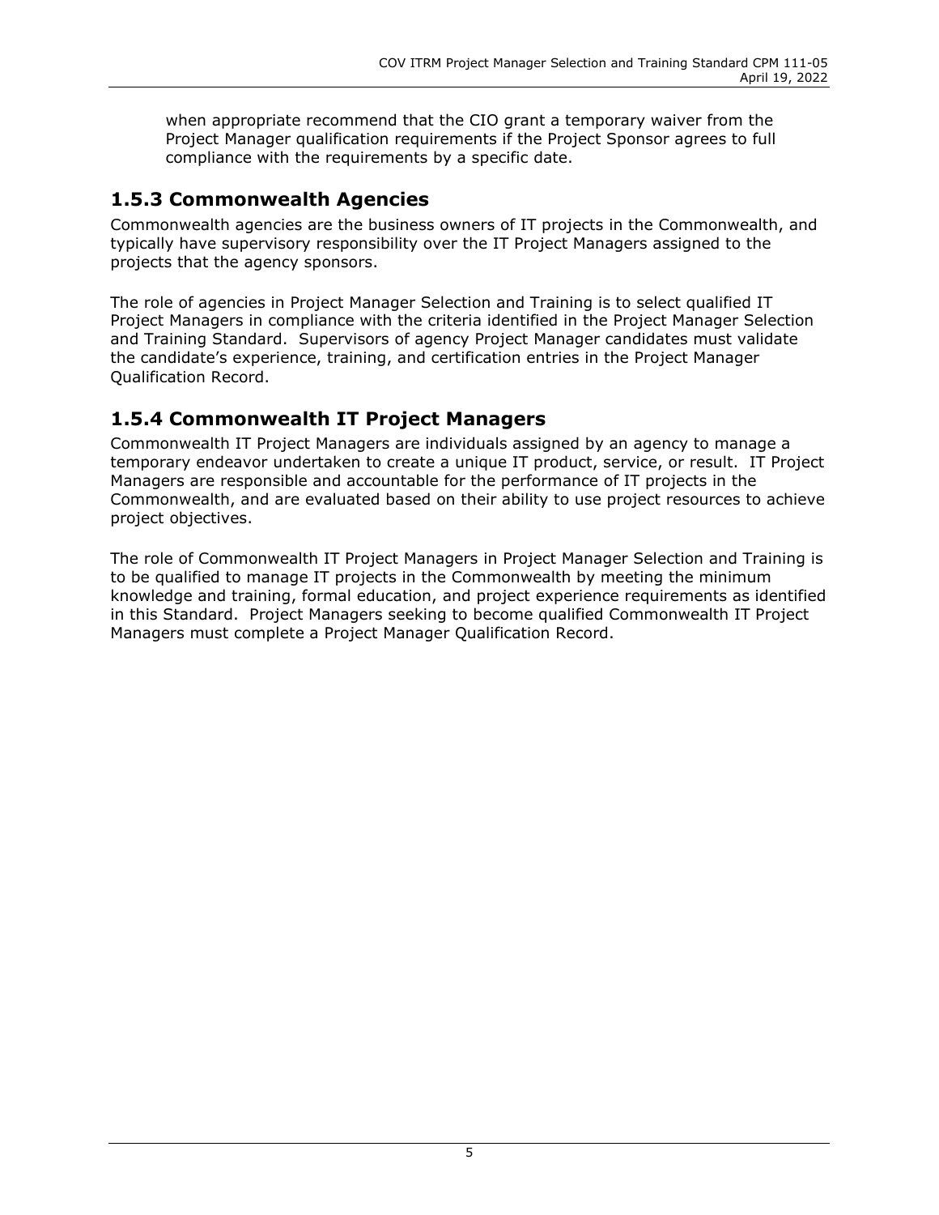when appropriate recommend that the CIO grant a temporary waiver from the Project Manager qualification requirements if the Project Sponsor agrees to full compliance with the requirements by a specific date.

### 1.5.3 Commonwealth Agencies

Commonwealth agencies are the business owners of IT projects in the Commonwealth, and typically have supervisory responsibility over the IT Project Managers assigned to the projects that the agency sponsors.

The role of agencies in Project Manager Selection and Training is to select qualified IT Project Managers in compliance with the criteria identified in the Project Manager Selection and Training Standard. Supervisors of agency Project Manager candidates must validate the candidate's experience, training, and certification entries in the Project Manager Qualification Record.

### 1.5.4 Commonwealth IT Project Managers

Commonwealth IT Project Managers are individuals assigned by an agency to manage a temporary endeavor undertaken to create a unique IT product, service, or result. IT Project Managers are responsible and accountable for the performance of IT projects in the Commonwealth, and are evaluated based on their ability to use project resources to achieve project objectives.

The role of Commonwealth IT Project Managers in Project Manager Selection and Training is to be qualified to manage IT projects in the Commonwealth by meeting the minimum knowledge and training, formal education, and project experience requirements as identified in this Standard. Project Managers seeking to become qualified Commonwealth IT Project Managers must complete a Project Manager Qualification Record.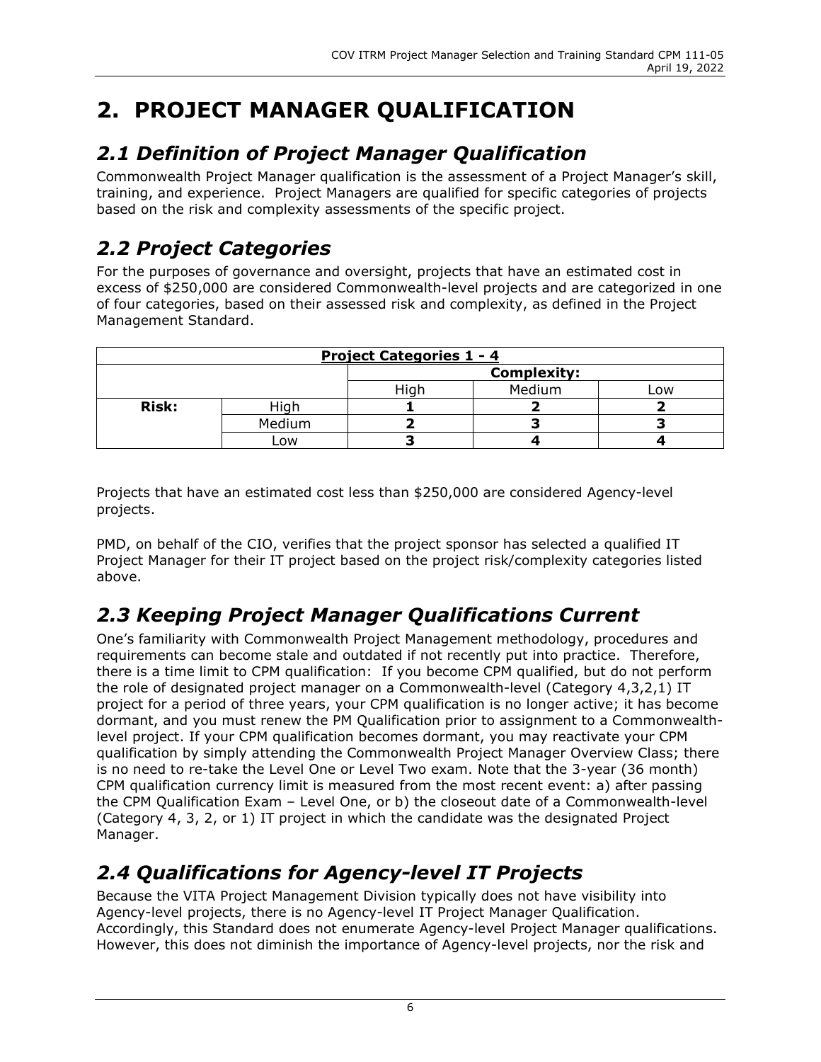# 2. PROJECT MANAGER QUALIFICATION

## *2.1 Definition of Project Manager Qualification*

Commonwealth Project Manager qualification is the assessment of a Project Manager's skill, training, and experience. Project Managers are qualified for specific categories of projects based on the risk and complexity assessments of the specific project.

## *2.2 Project Categories*

For the purposes of governance and oversight, projects that have an estimated cost in excess of $250,000 are considered Commonwealth-level projects and are categorized in one of four categories, based on their assessed risk and complexity, as defined in the Project Management Standard.

| **Project Categories 1 - 4** | | | | |
|---|---|---|---|---|
| | | **Complexity:** | | |
| | | High | Medium | Low |
| **Risk:** | High | **1** | **2** | **2** |
| | Medium | **2** | **3** | **3** |
| | Low | **3** | **4** | **4** |

Projects that have an estimated cost less than $250,000 are considered Agency-level projects.

PMD, on behalf of the CIO, verifies that the project sponsor has selected a qualified IT Project Manager for their IT project based on the project risk/complexity categories listed above.

## *2.3 Keeping Project Manager Qualifications Current*

One's familiarity with Commonwealth Project Management methodology, procedures and requirements can become stale and outdated if not recently put into practice. Therefore, there is a time limit to CPM qualification: If you become CPM qualified, but do not perform the role of designated project manager on a Commonwealth-level (Category 4,3,2,1) IT project for a period of three years, your CPM qualification is no longer active; it has become dormant, and you must renew the PM Qualification prior to assignment to a Commonwealth-level project. If your CPM qualification becomes dormant, you may reactivate your CPM qualification by simply attending the Commonwealth Project Manager Overview Class; there is no need to re-take the Level One or Level Two exam. Note that the 3-year (36 month) CPM qualification currency limit is measured from the most recent event: a) after passing the CPM Qualification Exam – Level One, or b) the closeout date of a Commonwealth-level (Category 4, 3, 2, or 1) IT project in which the candidate was the designated Project Manager.

## *2.4 Qualifications for Agency-level IT Projects*

Because the VITA Project Management Division typically does not have visibility into Agency-level projects, there is no Agency-level IT Project Manager Qualification. Accordingly, this Standard does not enumerate Agency-level Project Manager qualifications. However, this does not diminish the importance of Agency-level projects, nor the risk and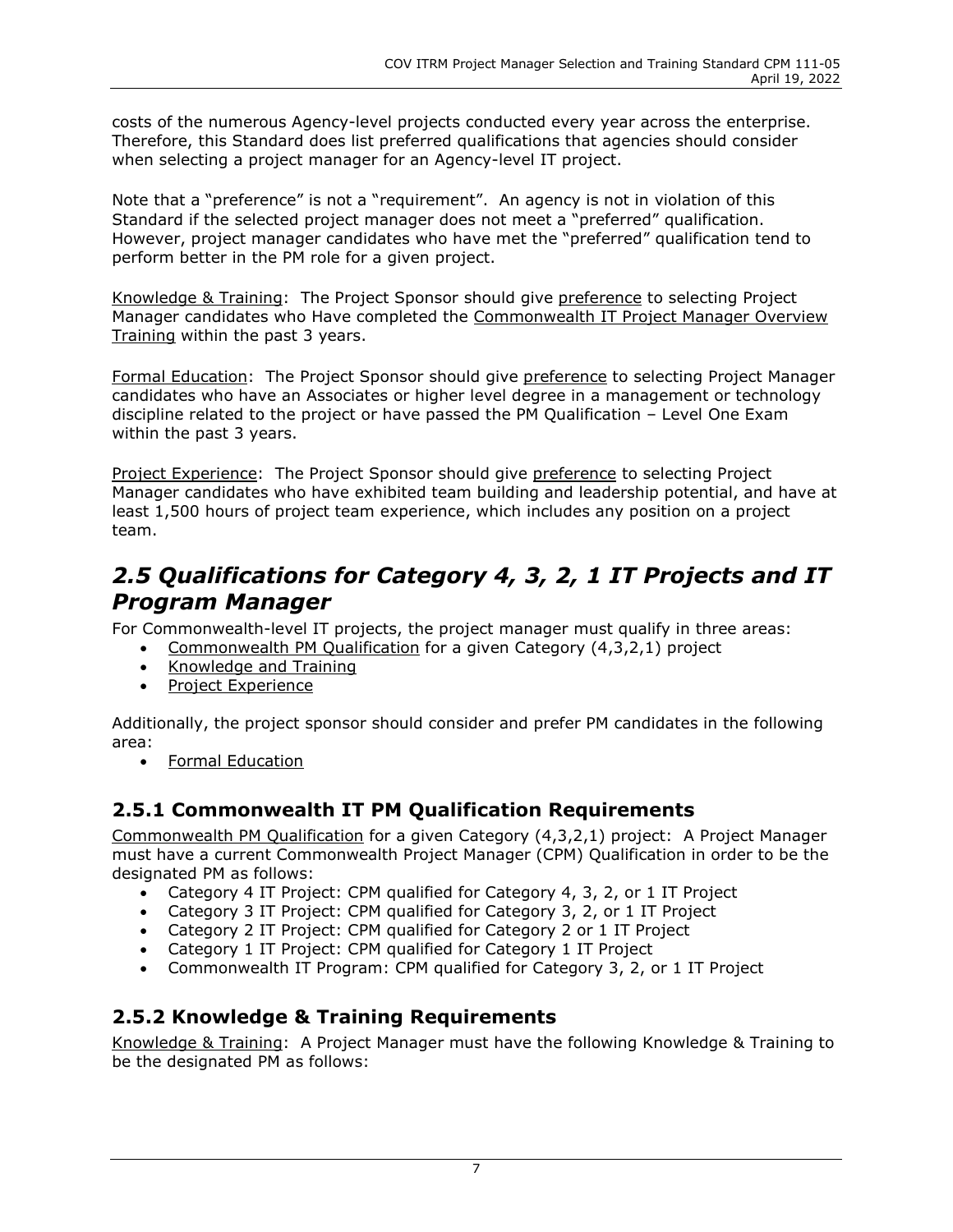costs of the numerous Agency-level projects conducted every year across the enterprise. Therefore, this Standard does list preferred qualifications that agencies should consider when selecting a project manager for an Agency-level IT project.

Note that a "preference" is not a "requirement". An agency is not in violation of this Standard if the selected project manager does not meet a "preferred" qualification. However, project manager candidates who have met the "preferred" qualification tend to perform better in the PM role for a given project.

Knowledge & Training: The Project Sponsor should give preference to selecting Project Manager candidates who Have completed the Commonwealth IT Project Manager Overview Training within the past 3 years.

Formal Education: The Project Sponsor should give preference to selecting Project Manager candidates who have an Associates or higher level degree in a management or technology discipline related to the project or have passed the PM Qualification – Level One Exam within the past 3 years.

Project Experience: The Project Sponsor should give preference to selecting Project Manager candidates who have exhibited team building and leadership potential, and have at least 1,500 hours of project team experience, which includes any position on a project team.

## *2.5 Qualifications for Category 4, 3, 2, 1 IT Projects and IT Program Manager*

For Commonwealth-level IT projects, the project manager must qualify in three areas:

- Commonwealth PM Qualification for a given Category (4,3,2,1) project
- Knowledge and Training
- Project Experience

Additionally, the project sponsor should consider and prefer PM candidates in the following area:

- Formal Education

### 2.5.1 Commonwealth IT PM Qualification Requirements

Commonwealth PM Qualification for a given Category (4,3,2,1) project: A Project Manager must have a current Commonwealth Project Manager (CPM) Qualification in order to be the designated PM as follows:

- Category 4 IT Project: CPM qualified for Category 4, 3, 2, or 1 IT Project
- Category 3 IT Project: CPM qualified for Category 3, 2, or 1 IT Project
- Category 2 IT Project: CPM qualified for Category 2 or 1 IT Project
- Category 1 IT Project: CPM qualified for Category 1 IT Project
- Commonwealth IT Program: CPM qualified for Category 3, 2, or 1 IT Project

### 2.5.2 Knowledge & Training Requirements

Knowledge & Training: A Project Manager must have the following Knowledge & Training to be the designated PM as follows: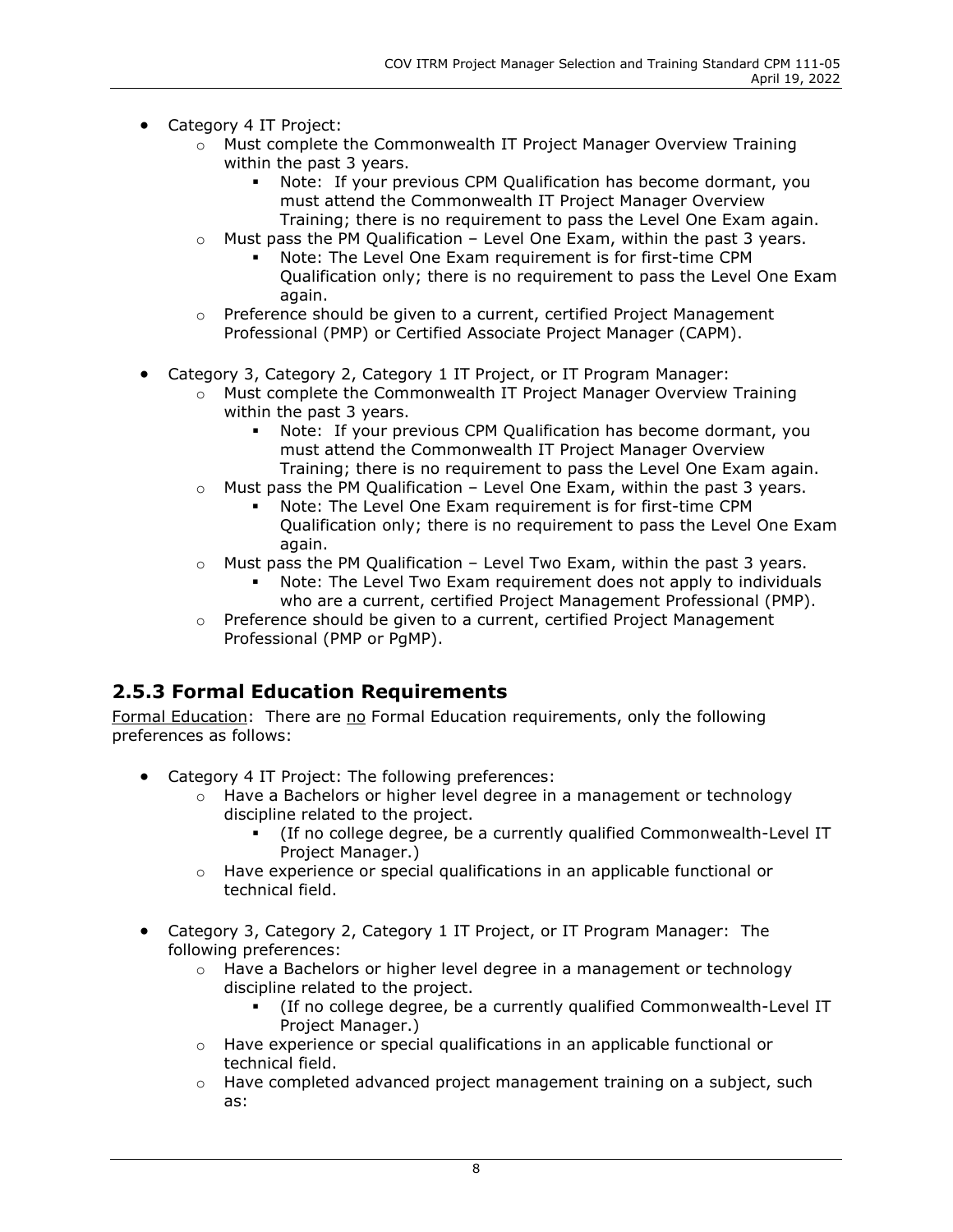- Category 4 IT Project:
    - Must complete the Commonwealth IT Project Manager Overview Training within the past 3 years.
        - Note: If your previous CPM Qualification has become dormant, you must attend the Commonwealth IT Project Manager Overview Training; there is no requirement to pass the Level One Exam again.
    - Must pass the PM Qualification – Level One Exam, within the past 3 years.
        - Note: The Level One Exam requirement is for first-time CPM Qualification only; there is no requirement to pass the Level One Exam again.
    - Preference should be given to a current, certified Project Management Professional (PMP) or Certified Associate Project Manager (CAPM).

- Category 3, Category 2, Category 1 IT Project, or IT Program Manager:
    - Must complete the Commonwealth IT Project Manager Overview Training within the past 3 years.
        - Note: If your previous CPM Qualification has become dormant, you must attend the Commonwealth IT Project Manager Overview Training; there is no requirement to pass the Level One Exam again.
    - Must pass the PM Qualification – Level One Exam, within the past 3 years.
        - Note: The Level One Exam requirement is for first-time CPM Qualification only; there is no requirement to pass the Level One Exam again.
    - Must pass the PM Qualification – Level Two Exam, within the past 3 years.
        - Note: The Level Two Exam requirement does not apply to individuals who are a current, certified Project Management Professional (PMP).
    - Preference should be given to a current, certified Project Management Professional (PMP or PgMP).

### 2.5.3 Formal Education Requirements

Formal Education: There are no Formal Education requirements, only the following preferences as follows:

- Category 4 IT Project: The following preferences:
    - Have a Bachelors or higher level degree in a management or technology discipline related to the project.
        - (If no college degree, be a currently qualified Commonwealth-Level IT Project Manager.)
    - Have experience or special qualifications in an applicable functional or technical field.

- Category 3, Category 2, Category 1 IT Project, or IT Program Manager: The following preferences:
    - Have a Bachelors or higher level degree in a management or technology discipline related to the project.
        - (If no college degree, be a currently qualified Commonwealth-Level IT Project Manager.)
    - Have experience or special qualifications in an applicable functional or technical field.
    - Have completed advanced project management training on a subject, such as: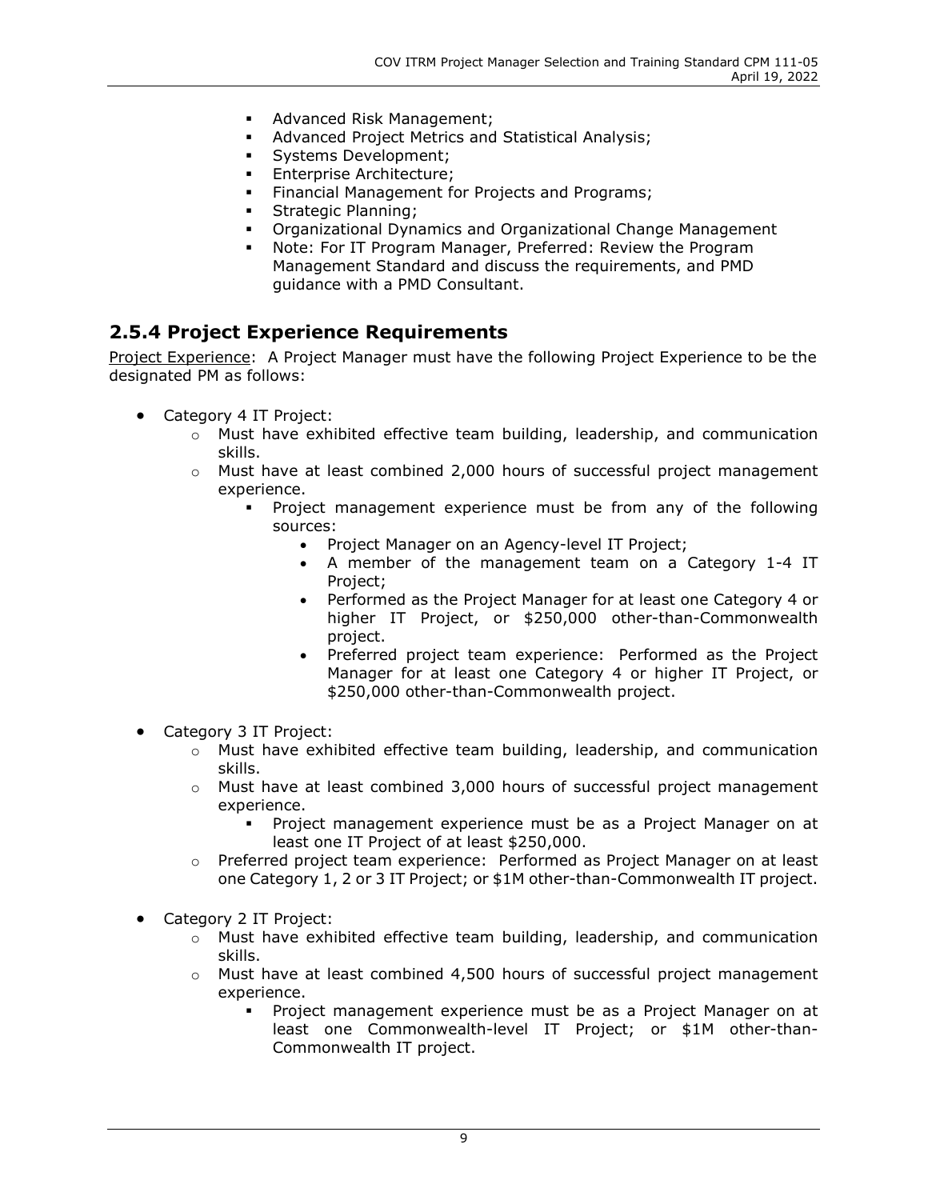- Advanced Risk Management;
- Advanced Project Metrics and Statistical Analysis;
- Systems Development;
- Enterprise Architecture;
- Financial Management for Projects and Programs;
- Strategic Planning;
- Organizational Dynamics and Organizational Change Management
- Note: For IT Program Manager, Preferred: Review the Program Management Standard and discuss the requirements, and PMD guidance with a PMD Consultant.

## 2.5.4 Project Experience Requirements

Project Experience: A Project Manager must have the following Project Experience to be the designated PM as follows:

- Category 4 IT Project:
  - Must have exhibited effective team building, leadership, and communication skills.
  - Must have at least combined 2,000 hours of successful project management experience.
    - Project management experience must be from any of the following sources:
      - Project Manager on an Agency-level IT Project;
      - A member of the management team on a Category 1-4 IT Project;
      - Performed as the Project Manager for at least one Category 4 or higher IT Project, or $250,000 other-than-Commonwealth project.
      - Preferred project team experience: Performed as the Project Manager for at least one Category 4 or higher IT Project, or $250,000 other-than-Commonwealth project.

- Category 3 IT Project:
  - Must have exhibited effective team building, leadership, and communication skills.
  - Must have at least combined 3,000 hours of successful project management experience.
    - Project management experience must be as a Project Manager on at least one IT Project of at least $250,000.
  - Preferred project team experience: Performed as Project Manager on at least one Category 1, 2 or 3 IT Project; or $1M other-than-Commonwealth IT project.

- Category 2 IT Project:
  - Must have exhibited effective team building, leadership, and communication skills.
  - Must have at least combined 4,500 hours of successful project management experience.
    - Project management experience must be as a Project Manager on at least one Commonwealth-level IT Project; or $1M other-than-Commonwealth IT project.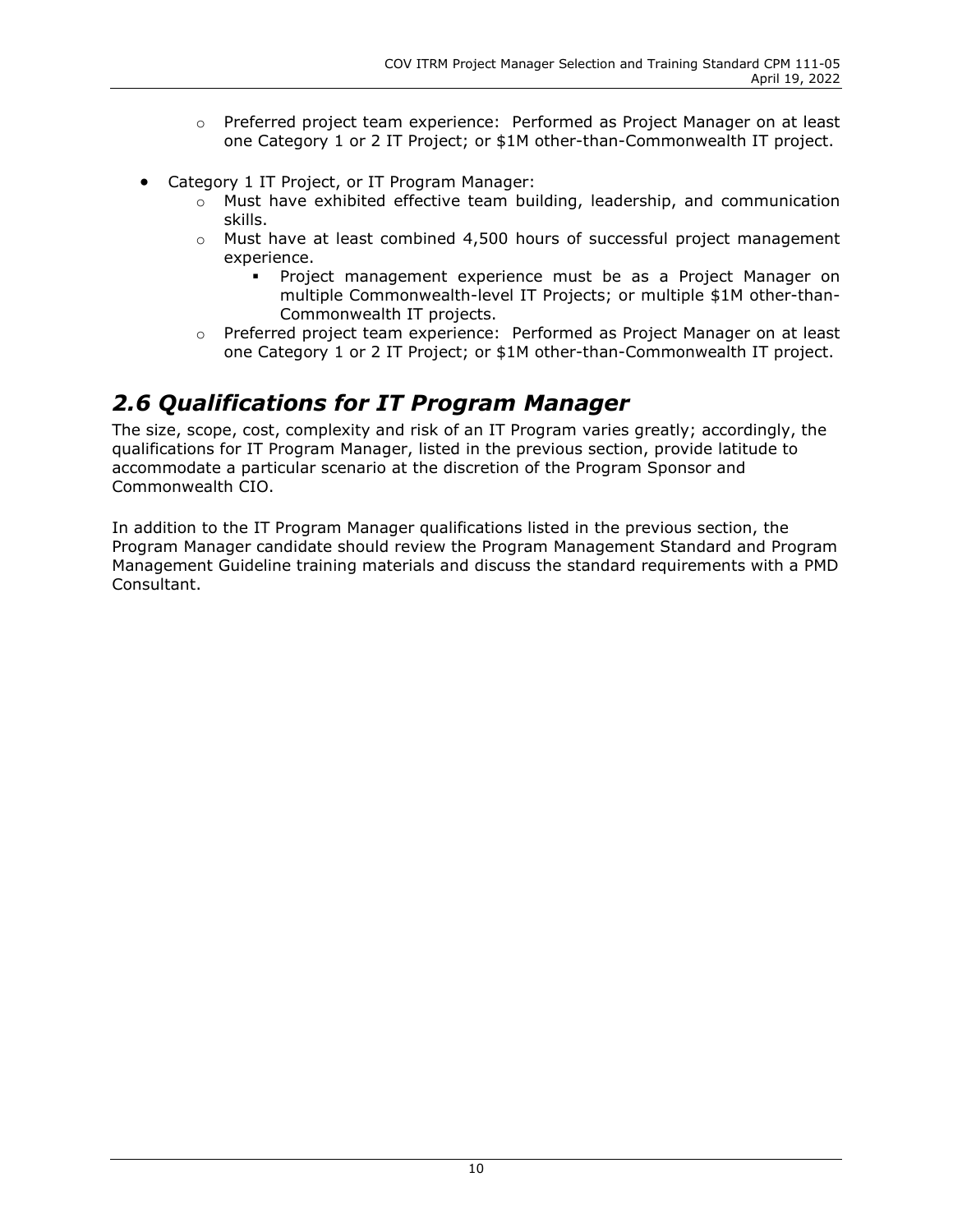- Preferred project team experience: Performed as Project Manager on at least one Category 1 or 2 IT Project; or $1M other-than-Commonwealth IT project.

- Category 1 IT Project, or IT Program Manager:
    - Must have exhibited effective team building, leadership, and communication skills.
    - Must have at least combined 4,500 hours of successful project management experience.
        - Project management experience must be as a Project Manager on multiple Commonwealth-level IT Projects; or multiple $1M other-than-Commonwealth IT projects.
    - Preferred project team experience: Performed as Project Manager on at least one Category 1 or 2 IT Project; or $1M other-than-Commonwealth IT project.

## *2.6 Qualifications for IT Program Manager*

The size, scope, cost, complexity and risk of an IT Program varies greatly; accordingly, the qualifications for IT Program Manager, listed in the previous section, provide latitude to accommodate a particular scenario at the discretion of the Program Sponsor and Commonwealth CIO.

In addition to the IT Program Manager qualifications listed in the previous section, the Program Manager candidate should review the Program Management Standard and Program Management Guideline training materials and discuss the standard requirements with a PMD Consultant.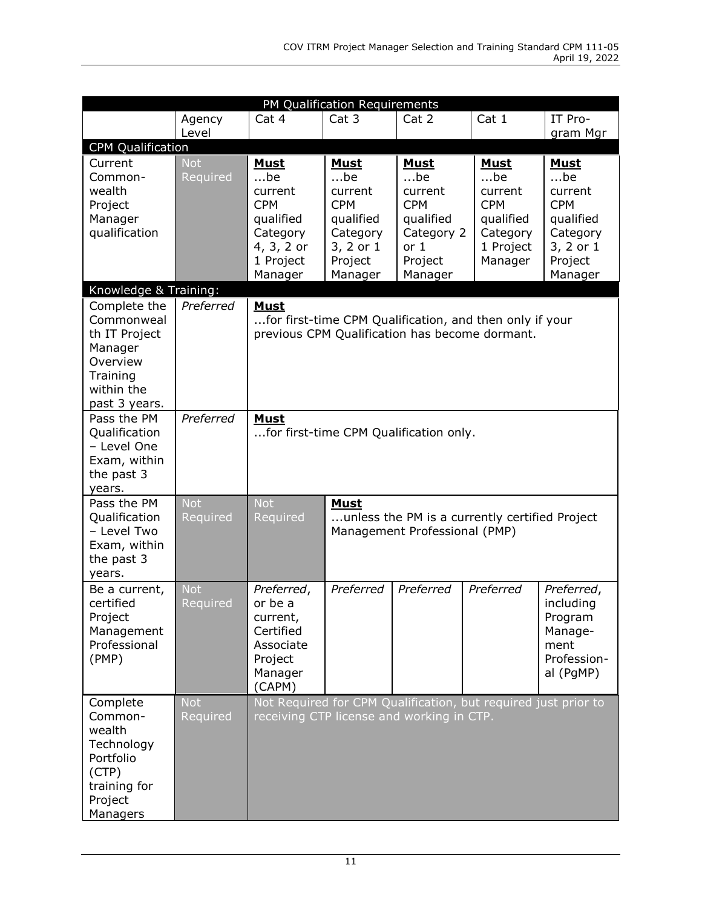| PM Qualification Requirements | | | | | | |
|---|---|---|---|---|---|---|
| | Agency Level | Cat 4 | Cat 3 | Cat 2 | Cat 1 | IT Program Mgr |
| **CPM Qualification** | | | | | | |
| Current Commonwealth Project Manager qualification | Not Required | **Must** ...be current CPM qualified Category 4, 3, 2 or 1 Project Manager | **Must** ...be current CPM qualified Category 3, 2 or 1 Project Manager | **Must** ...be current CPM qualified Category 2 or 1 Project Manager | **Must** ...be current CPM qualified Category 1 Project Manager | **Must** ...be current CPM qualified Category 3, 2 or 1 Project Manager |
| **Knowledge & Training:** | | | | | | |
| Complete the Commonwealth IT Project Manager Overview Training within the past 3 years. | *Preferred* | **Must** ...for first-time CPM Qualification, and then only if your previous CPM Qualification has become dormant. | | | | |
| Pass the PM Qualification – Level One Exam, within the past 3 years. | *Preferred* | **Must** ...for first-time CPM Qualification only. | | | | |
| Pass the PM Qualification – Level Two Exam, within the past 3 years. | Not Required | Not Required | **Must** ...unless the PM is a currently certified Project Management Professional (PMP) | | | |
| Be a current, certified Project Management Professional (PMP) | Not Required | *Preferred*, or be a current, Certified Associate Project Manager (CAPM) | *Preferred* | *Preferred* | *Preferred* | *Preferred*, including Program Management Professional (PgMP) |
| Complete Commonwealth Technology Portfolio (CTP) training for Project Managers | Not Required | Not Required for CPM Qualification, but required just prior to receiving CTP license and working in CTP. | | | | |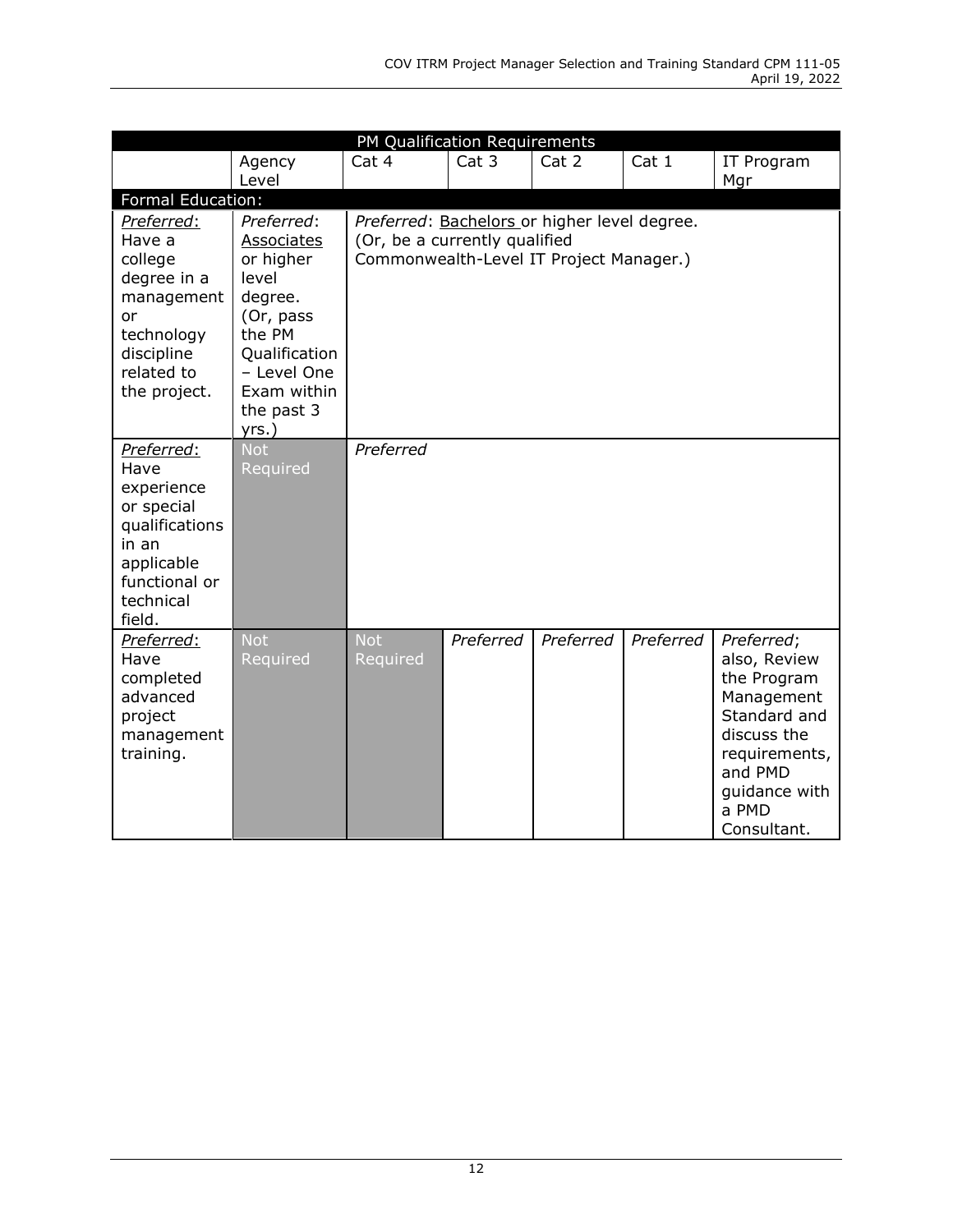| PM Qualification Requirements | | | | | | |
|---|---|---|---|---|---|---|
| | Agency Level | Cat 4 | Cat 3 | Cat 2 | Cat 1 | IT Program Mgr |
| Formal Education: | | | | | | |
| *Preferred*: Have a college degree in a management or technology discipline related to the project. | *Preferred*: Associates or higher level degree. (Or, pass the PM Qualification – Level One Exam within the past 3 yrs.) | *Preferred*: Bachelors or higher level degree. (Or, be a currently qualified Commonwealth-Level IT Project Manager.) | | | | |
| *Preferred*: Have experience or special qualifications in an applicable functional or technical field. | Not Required | *Preferred* | | | | |
| *Preferred*: Have completed advanced project management training. | Not Required | Not Required | *Preferred* | *Preferred* | *Preferred* | *Preferred*; also, Review the Program Management Standard and discuss the requirements, and PMD guidance with a PMD Consultant. |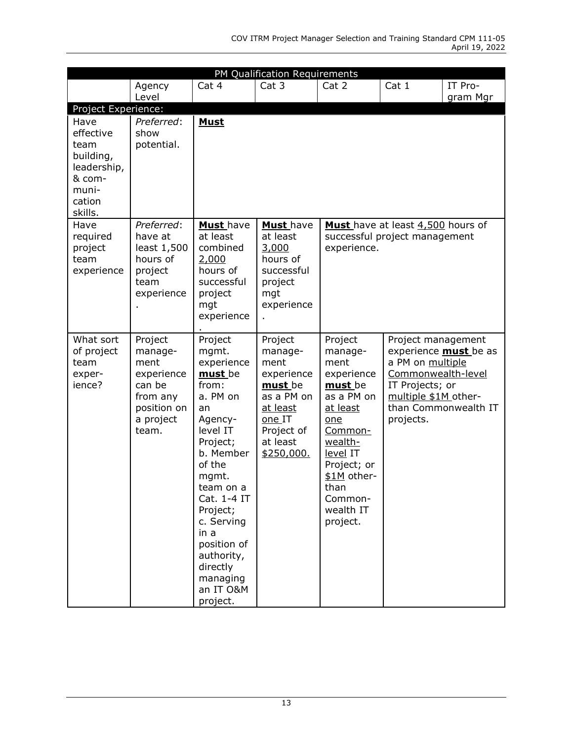| PM Qualification Requirements | | | | | | |
|---|---|---|---|---|---|---|
| | Agency Level | Cat 4 | Cat 3 | Cat 2 | Cat 1 | IT Program Mgr |
| Project Experience: | | | | | | |
| Have effective team building, leadership, & communication skills. | *Preferred*: show potential. | **Must** | | | | |
| Have required project team experience | *Preferred*: have at least 1,500 hours of project team experience. | **Must** have at least combined 2,000 hours of successful project mgt experience. | **Must** have at least 3,000 hours of successful project mgt experience. | **Must** have at least 4,500 hours of successful project management experience. | | |
| What sort of project team experience? | Project management experience can be from any position on a project team. | Project mgmt. experience **must** be from:<br>a. PM on an Agency-level IT Project;<br>b. Member of the mgmt. team on a Cat. 1-4 IT Project;<br>c. Serving in a position of authority, directly managing an IT O&M project. | Project management experience **must** be as a PM on at least one IT Project of at least $250,000. | Project management experience **must** be as a PM on at least one Commonwealth-level IT Project; or $1M other-than Commonwealth IT project. | Project management experience **must** be as a PM on multiple Commonwealth-level IT Projects; or multiple $1M other-than Commonwealth IT projects. | |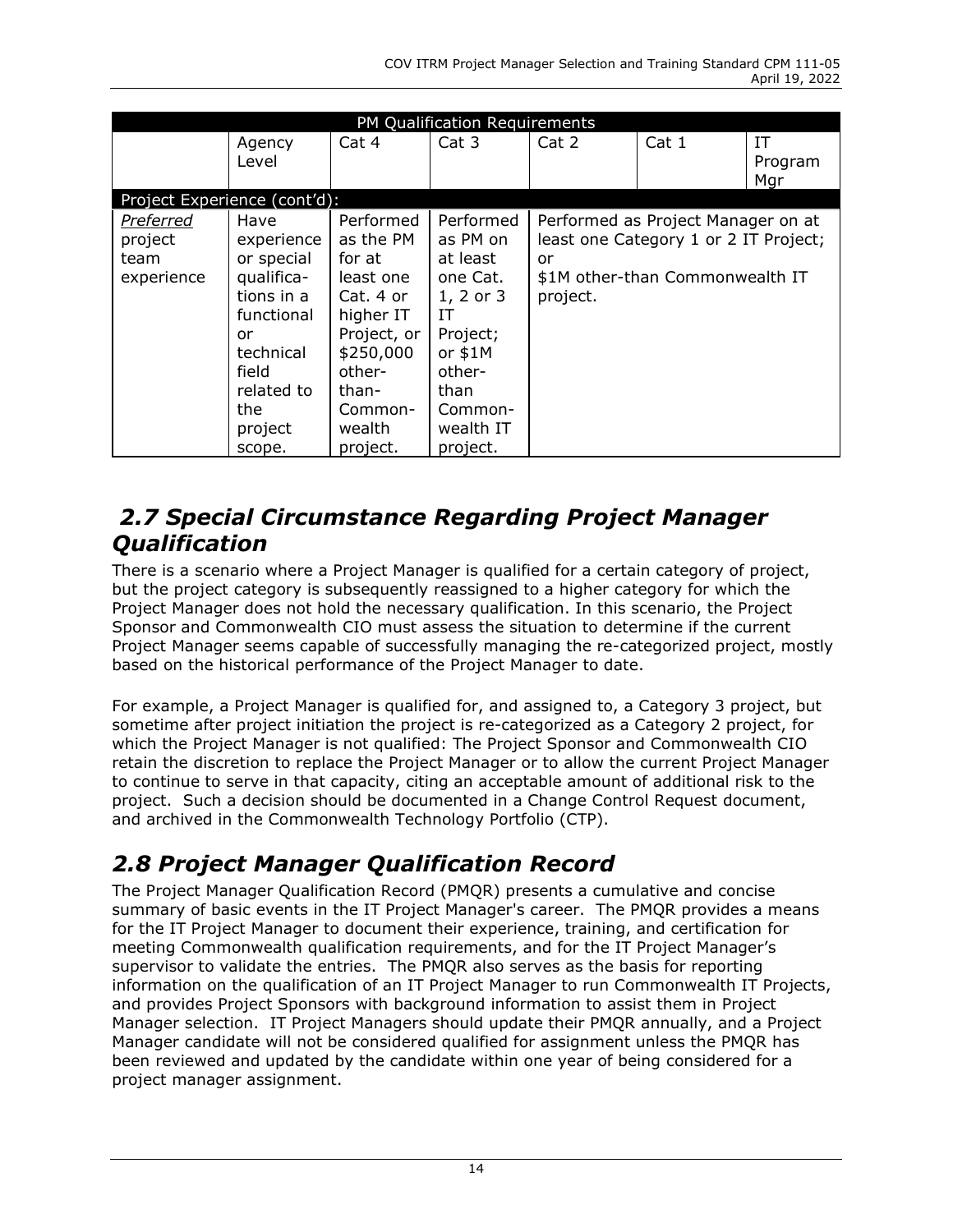| PM Qualification Requirements | | | | | | |
|---|---|---|---|---|---|---|
| | Agency Level | Cat 4 | Cat 3 | Cat 2 | Cat 1 | IT Program Mgr |
| Project Experience (cont'd): | | | | | | |
| *Preferred* project team experience | Have experience or special qualifications in a functional or technical field related to the project scope. | Performed as the PM for at least one Cat. 4 or higher IT Project, or $250,000 other-than-Commonwealth project. | Performed as PM on at least one Cat. 1, 2 or 3 IT Project; or $1M other-than Commonwealth IT project. | Performed as Project Manager on at least one Category 1 or 2 IT Project; or $1M other-than Commonwealth IT project. | | |

## *2.7 Special Circumstance Regarding Project Manager Qualification*

There is a scenario where a Project Manager is qualified for a certain category of project, but the project category is subsequently reassigned to a higher category for which the Project Manager does not hold the necessary qualification. In this scenario, the Project Sponsor and Commonwealth CIO must assess the situation to determine if the current Project Manager seems capable of successfully managing the re-categorized project, mostly based on the historical performance of the Project Manager to date.

For example, a Project Manager is qualified for, and assigned to, a Category 3 project, but sometime after project initiation the project is re-categorized as a Category 2 project, for which the Project Manager is not qualified: The Project Sponsor and Commonwealth CIO retain the discretion to replace the Project Manager or to allow the current Project Manager to continue to serve in that capacity, citing an acceptable amount of additional risk to the project. Such a decision should be documented in a Change Control Request document, and archived in the Commonwealth Technology Portfolio (CTP).

## *2.8 Project Manager Qualification Record*

The Project Manager Qualification Record (PMQR) presents a cumulative and concise summary of basic events in the IT Project Manager's career. The PMQR provides a means for the IT Project Manager to document their experience, training, and certification for meeting Commonwealth qualification requirements, and for the IT Project Manager's supervisor to validate the entries. The PMQR also serves as the basis for reporting information on the qualification of an IT Project Manager to run Commonwealth IT Projects, and provides Project Sponsors with background information to assist them in Project Manager selection. IT Project Managers should update their PMQR annually, and a Project Manager candidate will not be considered qualified for assignment unless the PMQR has been reviewed and updated by the candidate within one year of being considered for a project manager assignment.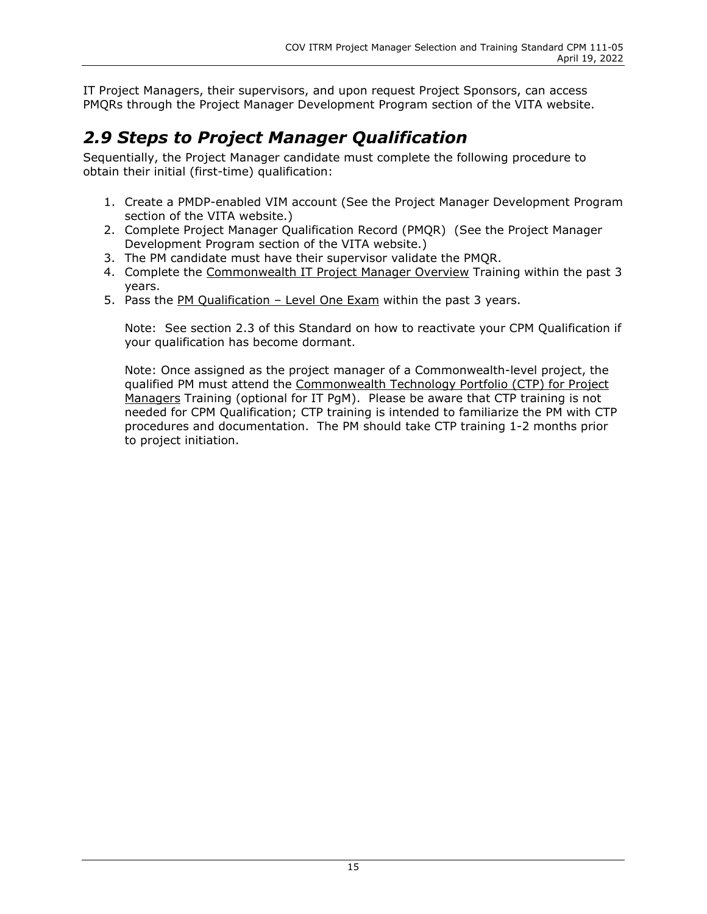IT Project Managers, their supervisors, and upon request Project Sponsors, can access PMQRs through the Project Manager Development Program section of the VITA website.

## *2.9 Steps to Project Manager Qualification*

Sequentially, the Project Manager candidate must complete the following procedure to obtain their initial (first-time) qualification:

1. Create a PMDP-enabled VIM account (See the Project Manager Development Program section of the VITA website.)
2. Complete Project Manager Qualification Record (PMQR) (See the Project Manager Development Program section of the VITA website.)
3. The PM candidate must have their supervisor validate the PMQR.
4. Complete the Commonwealth IT Project Manager Overview Training within the past 3 years.
5. Pass the PM Qualification – Level One Exam within the past 3 years.

   Note: See section 2.3 of this Standard on how to reactivate your CPM Qualification if your qualification has become dormant.

   Note: Once assigned as the project manager of a Commonwealth-level project, the qualified PM must attend the Commonwealth Technology Portfolio (CTP) for Project Managers Training (optional for IT PgM). Please be aware that CTP training is not needed for CPM Qualification; CTP training is intended to familiarize the PM with CTP procedures and documentation. The PM should take CTP training 1-2 months prior to project initiation.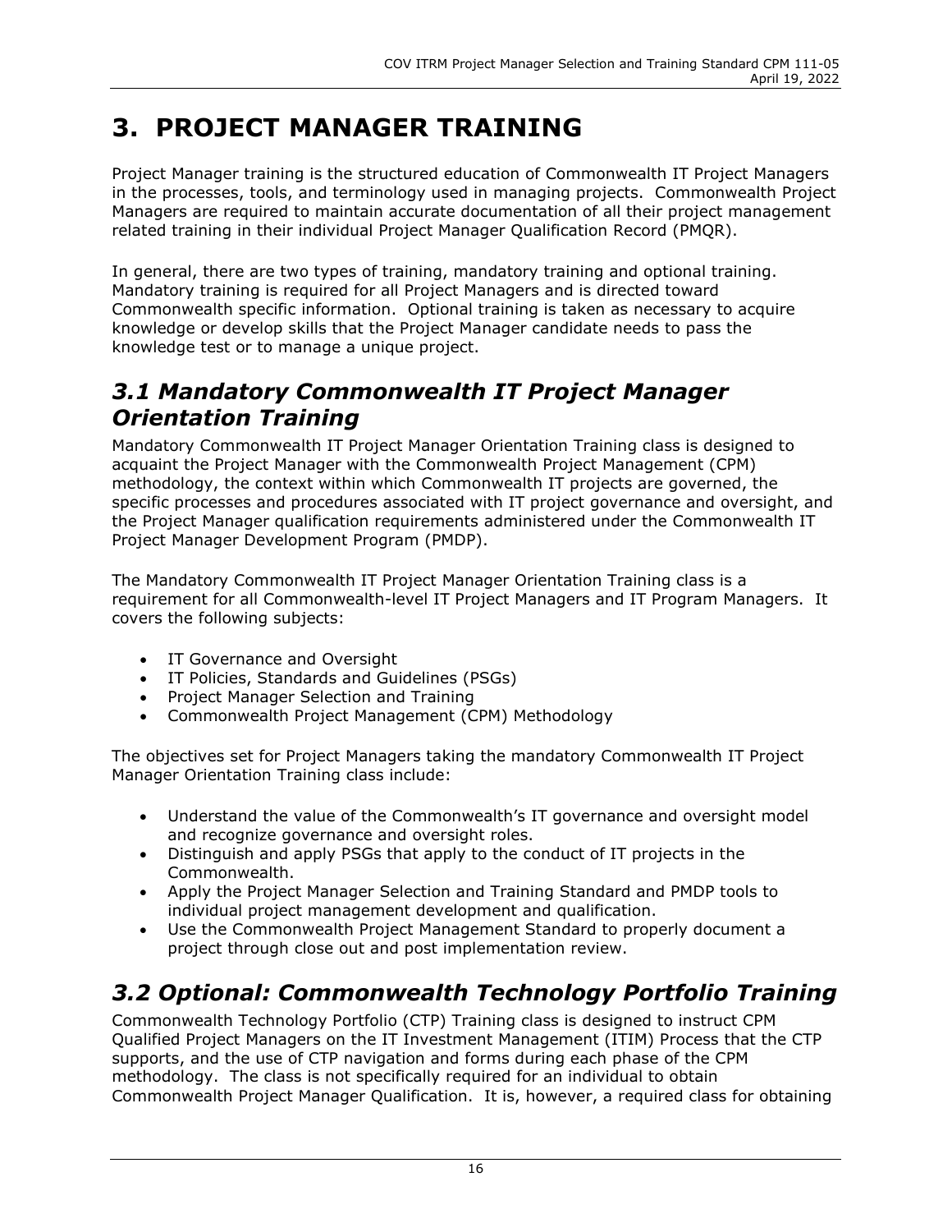# 3. PROJECT MANAGER TRAINING

Project Manager training is the structured education of Commonwealth IT Project Managers in the processes, tools, and terminology used in managing projects. Commonwealth Project Managers are required to maintain accurate documentation of all their project management related training in their individual Project Manager Qualification Record (PMQR).

In general, there are two types of training, mandatory training and optional training. Mandatory training is required for all Project Managers and is directed toward Commonwealth specific information. Optional training is taken as necessary to acquire knowledge or develop skills that the Project Manager candidate needs to pass the knowledge test or to manage a unique project.

## *3.1 Mandatory Commonwealth IT Project Manager Orientation Training*

Mandatory Commonwealth IT Project Manager Orientation Training class is designed to acquaint the Project Manager with the Commonwealth Project Management (CPM) methodology, the context within which Commonwealth IT projects are governed, the specific processes and procedures associated with IT project governance and oversight, and the Project Manager qualification requirements administered under the Commonwealth IT Project Manager Development Program (PMDP).

The Mandatory Commonwealth IT Project Manager Orientation Training class is a requirement for all Commonwealth-level IT Project Managers and IT Program Managers. It covers the following subjects:

- IT Governance and Oversight
- IT Policies, Standards and Guidelines (PSGs)
- Project Manager Selection and Training
- Commonwealth Project Management (CPM) Methodology

The objectives set for Project Managers taking the mandatory Commonwealth IT Project Manager Orientation Training class include:

- Understand the value of the Commonwealth's IT governance and oversight model and recognize governance and oversight roles.
- Distinguish and apply PSGs that apply to the conduct of IT projects in the Commonwealth.
- Apply the Project Manager Selection and Training Standard and PMDP tools to individual project management development and qualification.
- Use the Commonwealth Project Management Standard to properly document a project through close out and post implementation review.

## *3.2 Optional: Commonwealth Technology Portfolio Training*

Commonwealth Technology Portfolio (CTP) Training class is designed to instruct CPM Qualified Project Managers on the IT Investment Management (ITIM) Process that the CTP supports, and the use of CTP navigation and forms during each phase of the CPM methodology. The class is not specifically required for an individual to obtain Commonwealth Project Manager Qualification. It is, however, a required class for obtaining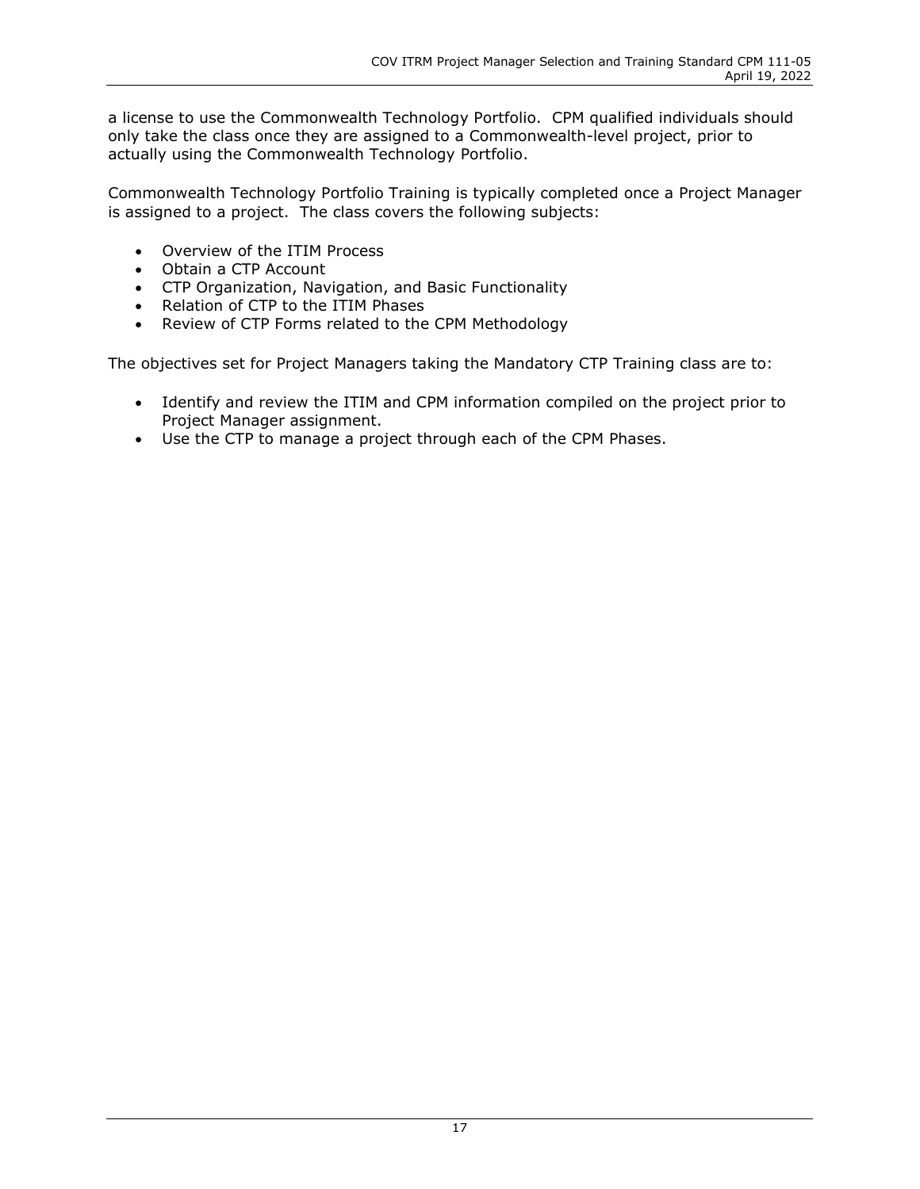a license to use the Commonwealth Technology Portfolio. CPM qualified individuals should only take the class once they are assigned to a Commonwealth-level project, prior to actually using the Commonwealth Technology Portfolio.

Commonwealth Technology Portfolio Training is typically completed once a Project Manager is assigned to a project. The class covers the following subjects:

- Overview of the ITIM Process
- Obtain a CTP Account
- CTP Organization, Navigation, and Basic Functionality
- Relation of CTP to the ITIM Phases
- Review of CTP Forms related to the CPM Methodology

The objectives set for Project Managers taking the Mandatory CTP Training class are to:

- Identify and review the ITIM and CPM information compiled on the project prior to Project Manager assignment.
- Use the CTP to manage a project through each of the CPM Phases.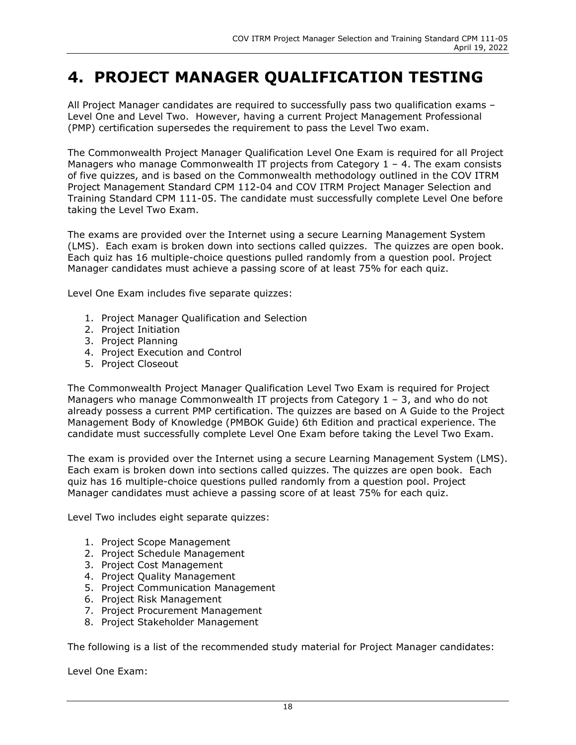# 4. PROJECT MANAGER QUALIFICATION TESTING

All Project Manager candidates are required to successfully pass two qualification exams – Level One and Level Two. However, having a current Project Management Professional (PMP) certification supersedes the requirement to pass the Level Two exam.

The Commonwealth Project Manager Qualification Level One Exam is required for all Project Managers who manage Commonwealth IT projects from Category 1 – 4. The exam consists of five quizzes, and is based on the Commonwealth methodology outlined in the COV ITRM Project Management Standard CPM 112-04 and COV ITRM Project Manager Selection and Training Standard CPM 111-05. The candidate must successfully complete Level One before taking the Level Two Exam.

The exams are provided over the Internet using a secure Learning Management System (LMS). Each exam is broken down into sections called quizzes. The quizzes are open book. Each quiz has 16 multiple-choice questions pulled randomly from a question pool. Project Manager candidates must achieve a passing score of at least 75% for each quiz.

Level One Exam includes five separate quizzes:

1. Project Manager Qualification and Selection
2. Project Initiation
3. Project Planning
4. Project Execution and Control
5. Project Closeout

The Commonwealth Project Manager Qualification Level Two Exam is required for Project Managers who manage Commonwealth IT projects from Category 1 – 3, and who do not already possess a current PMP certification. The quizzes are based on A Guide to the Project Management Body of Knowledge (PMBOK Guide) 6th Edition and practical experience. The candidate must successfully complete Level One Exam before taking the Level Two Exam.

The exam is provided over the Internet using a secure Learning Management System (LMS). Each exam is broken down into sections called quizzes. The quizzes are open book. Each quiz has 16 multiple-choice questions pulled randomly from a question pool. Project Manager candidates must achieve a passing score of at least 75% for each quiz.

Level Two includes eight separate quizzes:

1. Project Scope Management
2. Project Schedule Management
3. Project Cost Management
4. Project Quality Management
5. Project Communication Management
6. Project Risk Management
7. Project Procurement Management
8. Project Stakeholder Management

The following is a list of the recommended study material for Project Manager candidates:

Level One Exam: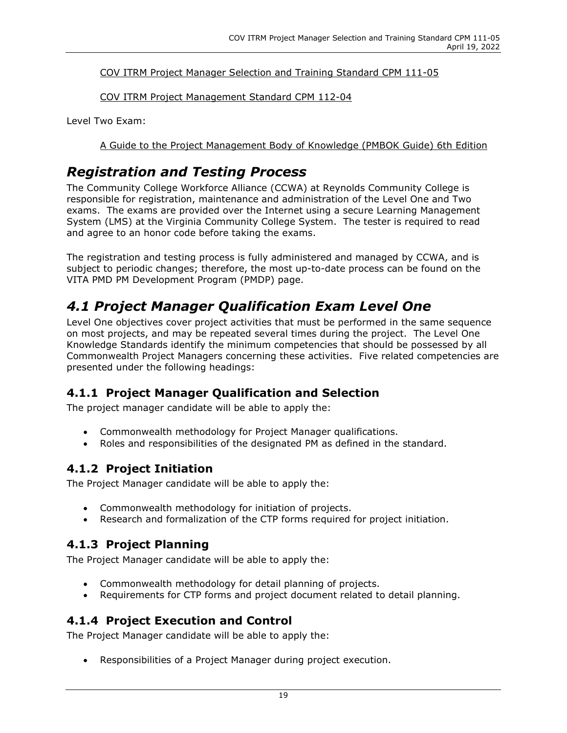COV ITRM Project Manager Selection and Training Standard CPM 111-05

COV ITRM Project Management Standard CPM 112-04

Level Two Exam:

A Guide to the Project Management Body of Knowledge (PMBOK Guide) 6th Edition

## *Registration and Testing Process*

The Community College Workforce Alliance (CCWA) at Reynolds Community College is responsible for registration, maintenance and administration of the Level One and Two exams. The exams are provided over the Internet using a secure Learning Management System (LMS) at the Virginia Community College System. The tester is required to read and agree to an honor code before taking the exams.

The registration and testing process is fully administered and managed by CCWA, and is subject to periodic changes; therefore, the most up-to-date process can be found on the VITA PMD PM Development Program (PMDP) page.

## *4.1 Project Manager Qualification Exam Level One*

Level One objectives cover project activities that must be performed in the same sequence on most projects, and may be repeated several times during the project. The Level One Knowledge Standards identify the minimum competencies that should be possessed by all Commonwealth Project Managers concerning these activities. Five related competencies are presented under the following headings:

### 4.1.1 Project Manager Qualification and Selection

The project manager candidate will be able to apply the:

- Commonwealth methodology for Project Manager qualifications.
- Roles and responsibilities of the designated PM as defined in the standard.

### 4.1.2 Project Initiation

The Project Manager candidate will be able to apply the:

- Commonwealth methodology for initiation of projects.
- Research and formalization of the CTP forms required for project initiation.

### 4.1.3 Project Planning

The Project Manager candidate will be able to apply the:

- Commonwealth methodology for detail planning of projects.
- Requirements for CTP forms and project document related to detail planning.

### 4.1.4 Project Execution and Control

The Project Manager candidate will be able to apply the:

- Responsibilities of a Project Manager during project execution.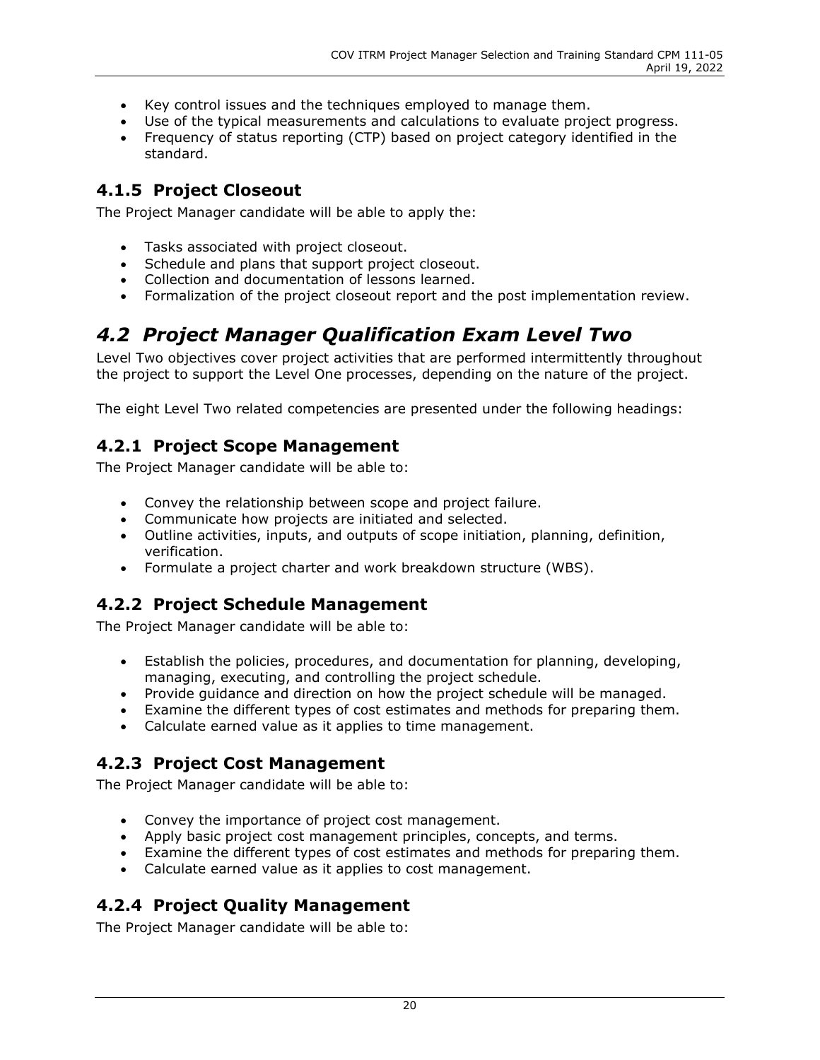- Key control issues and the techniques employed to manage them.
- Use of the typical measurements and calculations to evaluate project progress.
- Frequency of status reporting (CTP) based on project category identified in the standard.

### 4.1.5 Project Closeout

The Project Manager candidate will be able to apply the:

- Tasks associated with project closeout.
- Schedule and plans that support project closeout.
- Collection and documentation of lessons learned.
- Formalization of the project closeout report and the post implementation review.

## *4.2 Project Manager Qualification Exam Level Two*

Level Two objectives cover project activities that are performed intermittently throughout the project to support the Level One processes, depending on the nature of the project.

The eight Level Two related competencies are presented under the following headings:

### 4.2.1 Project Scope Management

The Project Manager candidate will be able to:

- Convey the relationship between scope and project failure.
- Communicate how projects are initiated and selected.
- Outline activities, inputs, and outputs of scope initiation, planning, definition, verification.
- Formulate a project charter and work breakdown structure (WBS).

### 4.2.2 Project Schedule Management

The Project Manager candidate will be able to:

- Establish the policies, procedures, and documentation for planning, developing, managing, executing, and controlling the project schedule.
- Provide guidance and direction on how the project schedule will be managed.
- Examine the different types of cost estimates and methods for preparing them.
- Calculate earned value as it applies to time management.

### 4.2.3 Project Cost Management

The Project Manager candidate will be able to:

- Convey the importance of project cost management.
- Apply basic project cost management principles, concepts, and terms.
- Examine the different types of cost estimates and methods for preparing them.
- Calculate earned value as it applies to cost management.

### 4.2.4 Project Quality Management

The Project Manager candidate will be able to: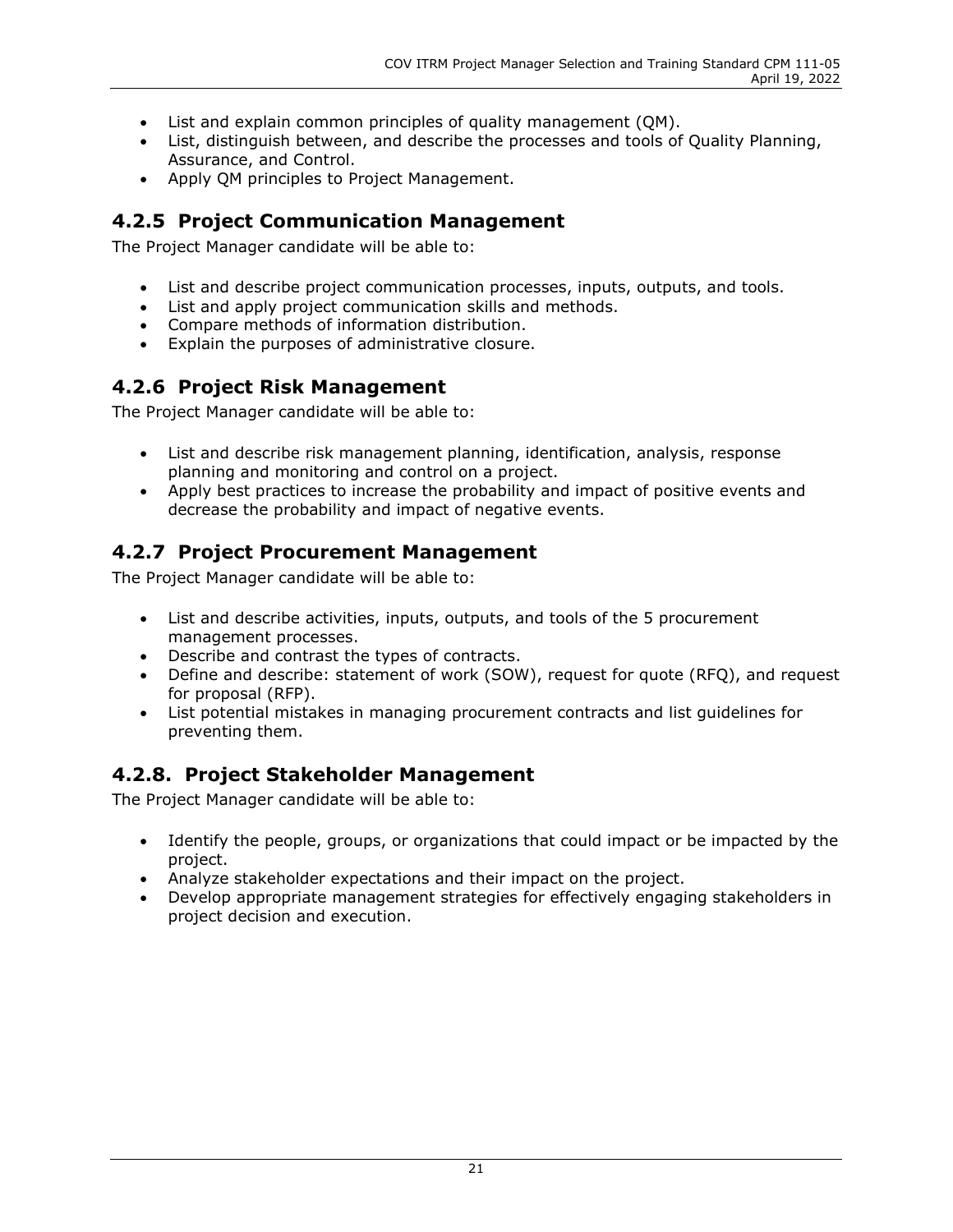- List and explain common principles of quality management (QM).
- List, distinguish between, and describe the processes and tools of Quality Planning, Assurance, and Control.
- Apply QM principles to Project Management.

### 4.2.5 Project Communication Management

The Project Manager candidate will be able to:

- List and describe project communication processes, inputs, outputs, and tools.
- List and apply project communication skills and methods.
- Compare methods of information distribution.
- Explain the purposes of administrative closure.

### 4.2.6 Project Risk Management

The Project Manager candidate will be able to:

- List and describe risk management planning, identification, analysis, response planning and monitoring and control on a project.
- Apply best practices to increase the probability and impact of positive events and decrease the probability and impact of negative events.

### 4.2.7 Project Procurement Management

The Project Manager candidate will be able to:

- List and describe activities, inputs, outputs, and tools of the 5 procurement management processes.
- Describe and contrast the types of contracts.
- Define and describe: statement of work (SOW), request for quote (RFQ), and request for proposal (RFP).
- List potential mistakes in managing procurement contracts and list guidelines for preventing them.

### 4.2.8. Project Stakeholder Management

The Project Manager candidate will be able to:

- Identify the people, groups, or organizations that could impact or be impacted by the project.
- Analyze stakeholder expectations and their impact on the project.
- Develop appropriate management strategies for effectively engaging stakeholders in project decision and execution.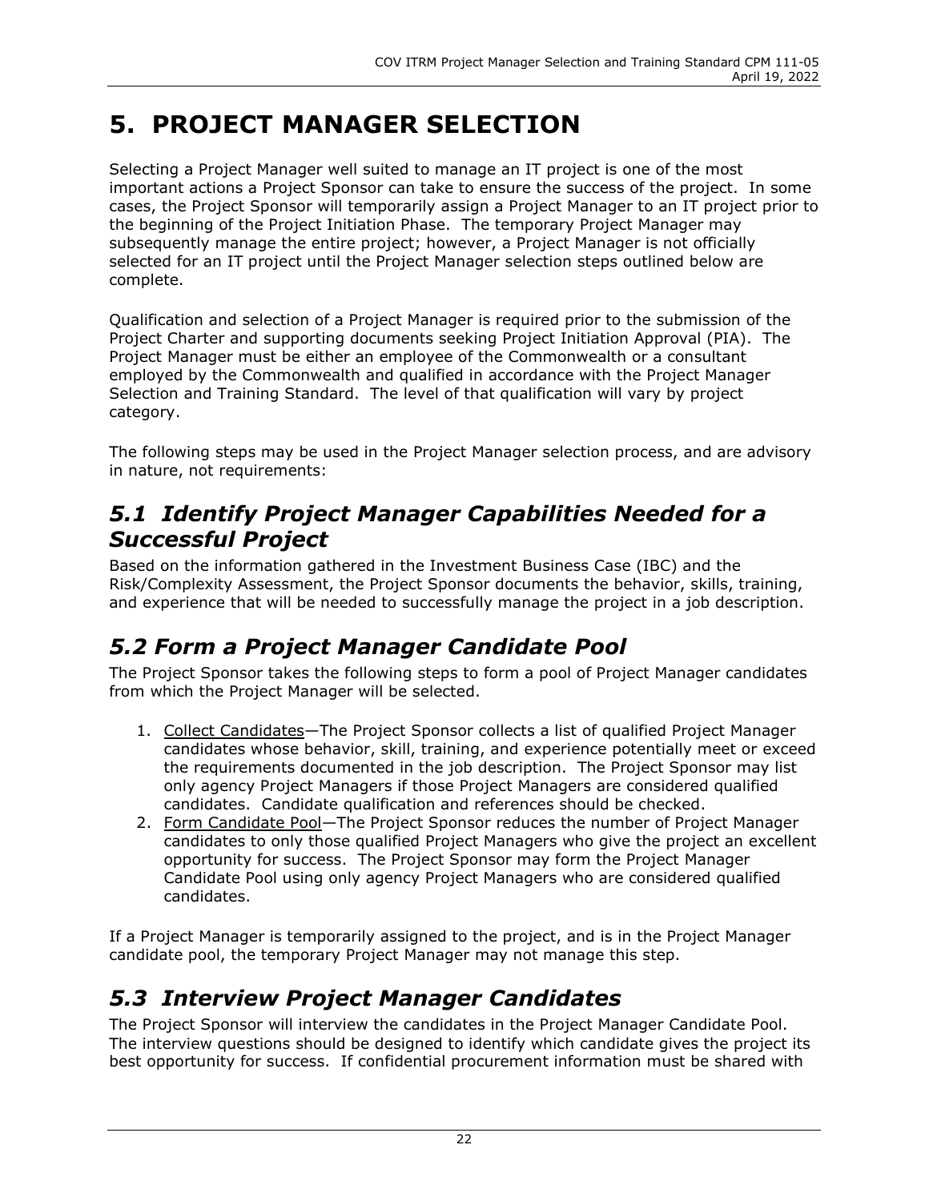# 5. PROJECT MANAGER SELECTION

Selecting a Project Manager well suited to manage an IT project is one of the most important actions a Project Sponsor can take to ensure the success of the project. In some cases, the Project Sponsor will temporarily assign a Project Manager to an IT project prior to the beginning of the Project Initiation Phase. The temporary Project Manager may subsequently manage the entire project; however, a Project Manager is not officially selected for an IT project until the Project Manager selection steps outlined below are complete.

Qualification and selection of a Project Manager is required prior to the submission of the Project Charter and supporting documents seeking Project Initiation Approval (PIA). The Project Manager must be either an employee of the Commonwealth or a consultant employed by the Commonwealth and qualified in accordance with the Project Manager Selection and Training Standard. The level of that qualification will vary by project category.

The following steps may be used in the Project Manager selection process, and are advisory in nature, not requirements:

## *5.1 Identify Project Manager Capabilities Needed for a Successful Project*

Based on the information gathered in the Investment Business Case (IBC) and the Risk/Complexity Assessment, the Project Sponsor documents the behavior, skills, training, and experience that will be needed to successfully manage the project in a job description.

## *5.2 Form a Project Manager Candidate Pool*

The Project Sponsor takes the following steps to form a pool of Project Manager candidates from which the Project Manager will be selected.

1. Collect Candidates—The Project Sponsor collects a list of qualified Project Manager candidates whose behavior, skill, training, and experience potentially meet or exceed the requirements documented in the job description. The Project Sponsor may list only agency Project Managers if those Project Managers are considered qualified candidates. Candidate qualification and references should be checked.
2. Form Candidate Pool—The Project Sponsor reduces the number of Project Manager candidates to only those qualified Project Managers who give the project an excellent opportunity for success. The Project Sponsor may form the Project Manager Candidate Pool using only agency Project Managers who are considered qualified candidates.

If a Project Manager is temporarily assigned to the project, and is in the Project Manager candidate pool, the temporary Project Manager may not manage this step.

## *5.3 Interview Project Manager Candidates*

The Project Sponsor will interview the candidates in the Project Manager Candidate Pool. The interview questions should be designed to identify which candidate gives the project its best opportunity for success. If confidential procurement information must be shared with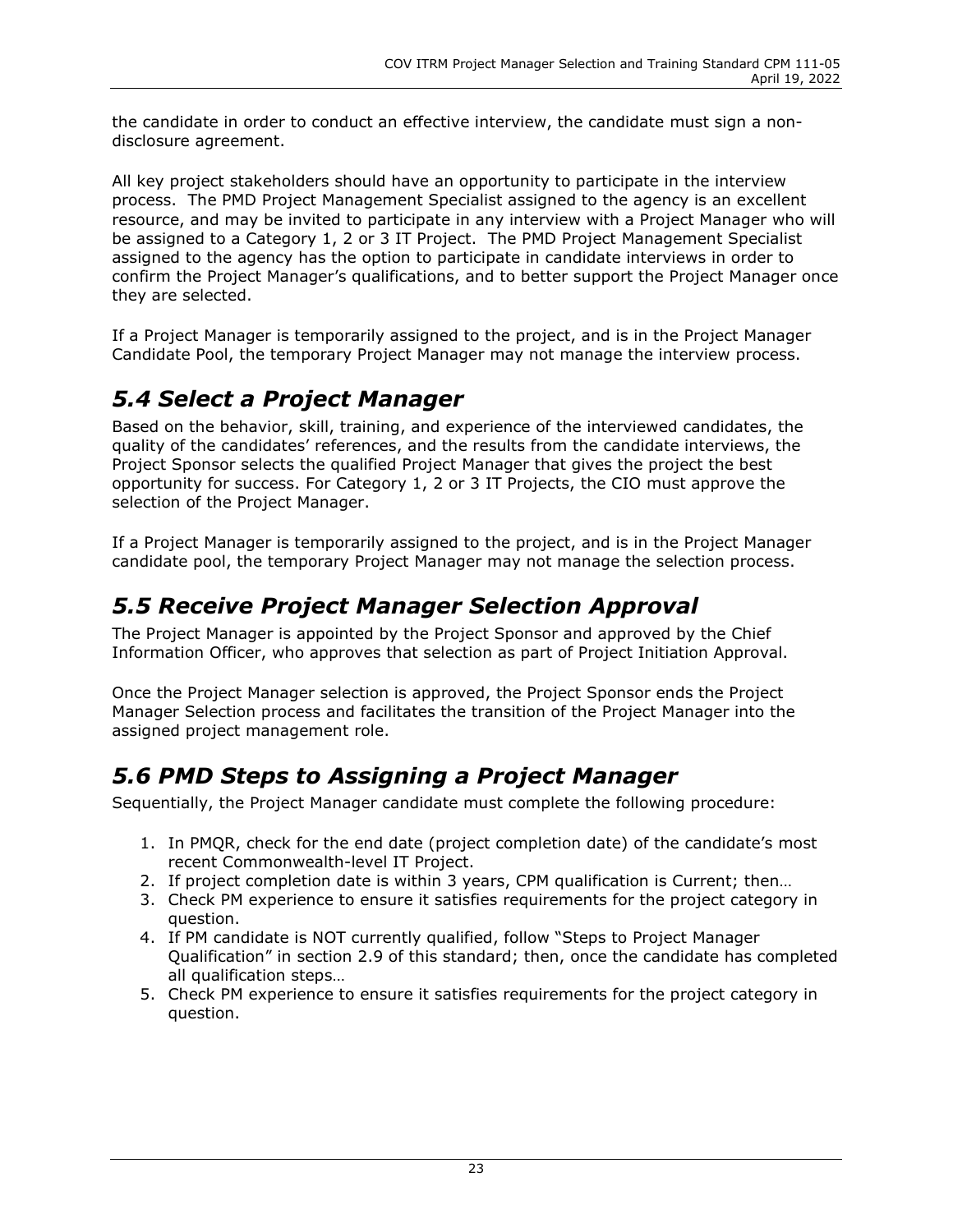the candidate in order to conduct an effective interview, the candidate must sign a non-disclosure agreement.

All key project stakeholders should have an opportunity to participate in the interview process. The PMD Project Management Specialist assigned to the agency is an excellent resource, and may be invited to participate in any interview with a Project Manager who will be assigned to a Category 1, 2 or 3 IT Project. The PMD Project Management Specialist assigned to the agency has the option to participate in candidate interviews in order to confirm the Project Manager's qualifications, and to better support the Project Manager once they are selected.

If a Project Manager is temporarily assigned to the project, and is in the Project Manager Candidate Pool, the temporary Project Manager may not manage the interview process.

## *5.4 Select a Project Manager*

Based on the behavior, skill, training, and experience of the interviewed candidates, the quality of the candidates' references, and the results from the candidate interviews, the Project Sponsor selects the qualified Project Manager that gives the project the best opportunity for success. For Category 1, 2 or 3 IT Projects, the CIO must approve the selection of the Project Manager.

If a Project Manager is temporarily assigned to the project, and is in the Project Manager candidate pool, the temporary Project Manager may not manage the selection process.

## *5.5 Receive Project Manager Selection Approval*

The Project Manager is appointed by the Project Sponsor and approved by the Chief Information Officer, who approves that selection as part of Project Initiation Approval.

Once the Project Manager selection is approved, the Project Sponsor ends the Project Manager Selection process and facilitates the transition of the Project Manager into the assigned project management role.

## *5.6 PMD Steps to Assigning a Project Manager*

Sequentially, the Project Manager candidate must complete the following procedure:

1. In PMQR, check for the end date (project completion date) of the candidate's most recent Commonwealth-level IT Project.
2. If project completion date is within 3 years, CPM qualification is Current; then…
3. Check PM experience to ensure it satisfies requirements for the project category in question.
4. If PM candidate is NOT currently qualified, follow "Steps to Project Manager Qualification" in section 2.9 of this standard; then, once the candidate has completed all qualification steps…
5. Check PM experience to ensure it satisfies requirements for the project category in question.